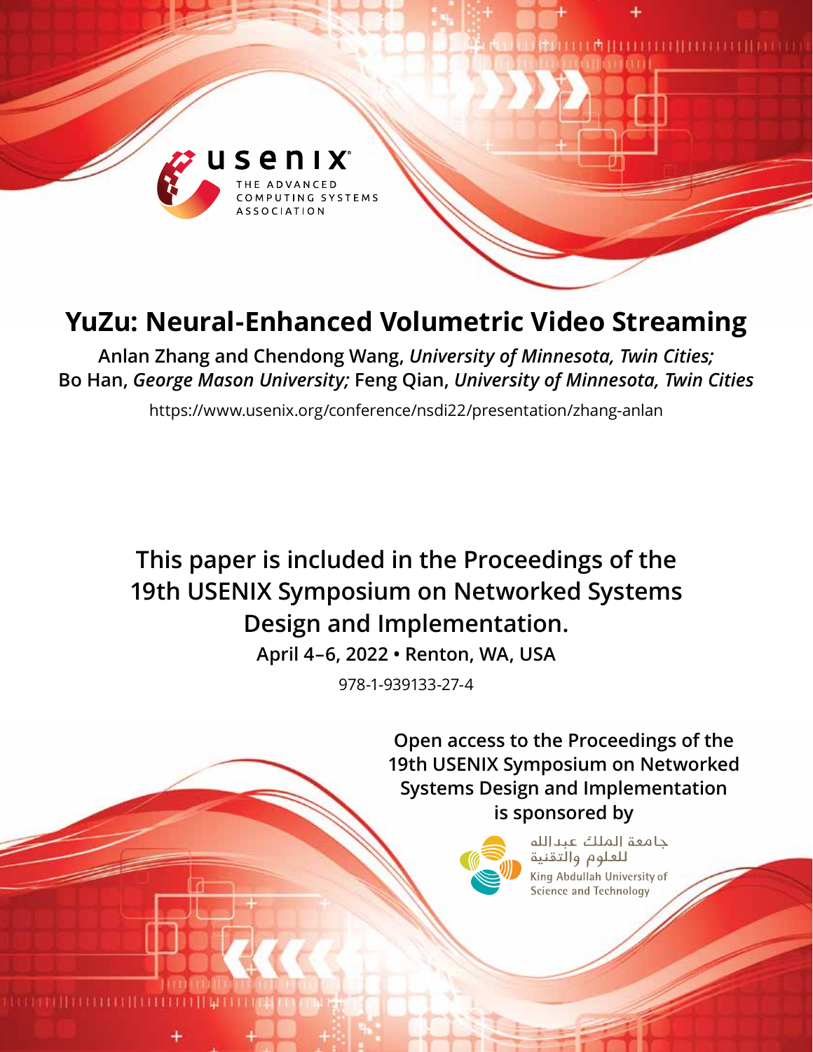# YuZu: Neural-Enhanced Volumetric Video Streaming

**Anlan Zhang and Chendong Wang,** ***University of Minnesota, Twin Cities;*** **Bo Han,** ***George Mason University;*** **Feng Qian,** ***University of Minnesota, Twin Cities***

https://www.usenix.org/conference/nsdi22/presentation/zhang-anlan

**This paper is included in the Proceedings of the 19th USENIX Symposium on Networked Systems Design and Implementation.**

**April 4–6, 2022 • Renton, WA, USA**

978-1-939133-27-4

**Open access to the Proceedings of the 19th USENIX Symposium on Networked Systems Design and Implementation is sponsored by**

جامعة الملك عبدالله للعلوم والتقنية

King Abdullah University of Science and Technology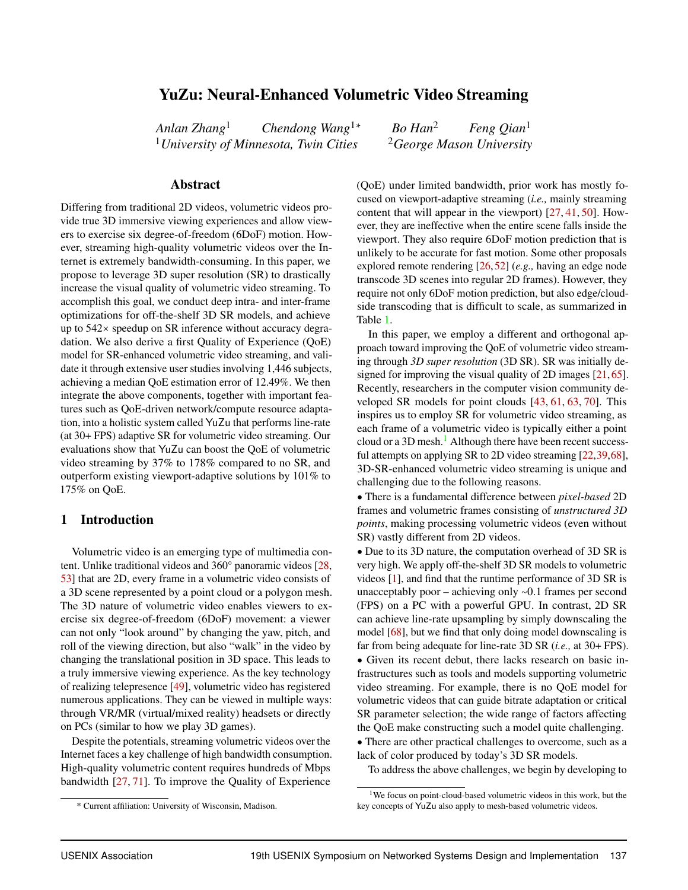# YuZu: Neural-Enhanced Volumetric Video Streaming

*Anlan Zhang*[1] *Chendong Wang*[1*] *Bo Han*[2] *Feng Qian*[1]

[1]*University of Minnesota, Twin Cities* [2]*George Mason University*

## Abstract

Differing from traditional 2D videos, volumetric videos provide true 3D immersive viewing experiences and allow viewers to exercise six degree-of-freedom (6DoF) motion. However, streaming high-quality volumetric videos over the Internet is extremely bandwidth-consuming. In this paper, we propose to leverage 3D super resolution (SR) to drastically increase the visual quality of volumetric video streaming. To accomplish this goal, we conduct deep intra- and inter-frame optimizations for off-the-shelf 3D SR models, and achieve up to 542× speedup on SR inference without accuracy degradation. We also derive a first Quality of Experience (QoE) model for SR-enhanced volumetric video streaming, and validate it through extensive user studies involving 1,446 subjects, achieving a median QoE estimation error of 12.49%. We then integrate the above components, together with important features such as QoE-driven network/compute resource adaptation, into a holistic system called YuZu that performs line-rate (at 30+ FPS) adaptive SR for volumetric video streaming. Our evaluations show that YuZu can boost the QoE of volumetric video streaming by 37% to 178% compared to no SR, and outperform existing viewport-adaptive solutions by 101% to 175% on QoE.

## 1 Introduction

Volumetric video is an emerging type of multimedia content. Unlike traditional videos and 360° panoramic videos [28, 53] that are 2D, every frame in a volumetric video consists of a 3D scene represented by a point cloud or a polygon mesh. The 3D nature of volumetric video enables viewers to exercise six degree-of-freedom (6DoF) movement: a viewer can not only "look around" by changing the yaw, pitch, and roll of the viewing direction, but also "walk" in the video by changing the translational position in 3D space. This leads to a truly immersive viewing experience. As the key technology of realizing telepresence [49], volumetric video has registered numerous applications. They can be viewed in multiple ways: through VR/MR (virtual/mixed reality) headsets or directly on PCs (similar to how we play 3D games).

Despite the potentials, streaming volumetric videos over the Internet faces a key challenge of high bandwidth consumption. High-quality volumetric content requires hundreds of Mbps bandwidth [27, 71]. To improve the Quality of Experience (QoE) under limited bandwidth, prior work has mostly focused on viewport-adaptive streaming (*i.e.,* mainly streaming content that will appear in the viewport) [27, 41, 50]. However, they are ineffective when the entire scene falls inside the viewport. They also require 6DoF motion prediction that is unlikely to be accurate for fast motion. Some other proposals explored remote rendering [26, 52] (*e.g.,* having an edge node transcode 3D scenes into regular 2D frames). However, they require not only 6DoF motion prediction, but also edge/cloud-side transcoding that is difficult to scale, as summarized in Table 1.

In this paper, we employ a different and orthogonal approach toward improving the QoE of volumetric video streaming through *3D super resolution* (3D SR). SR was initially designed for improving the visual quality of 2D images [21, 65]. Recently, researchers in the computer vision community developed SR models for point clouds [43, 61, 63, 70]. This inspires us to employ SR for volumetric video streaming, as each frame of a volumetric video is typically either a point cloud or a 3D mesh.[1] Although there have been recent successful attempts on applying SR to 2D video streaming [22, 39, 68], 3D-SR-enhanced volumetric video streaming is unique and challenging due to the following reasons.

- There is a fundamental difference between *pixel-based* 2D frames and volumetric frames consisting of *unstructured 3D points*, making processing volumetric videos (even without SR) vastly different from 2D videos.
- Due to its 3D nature, the computation overhead of 3D SR is very high. We apply off-the-shelf 3D SR models to volumetric videos [1], and find that the runtime performance of 3D SR is unacceptably poor – achieving only ~0.1 frames per second (FPS) on a PC with a powerful GPU. In contrast, 2D SR can achieve line-rate upsampling by simply downscaling the model [68], but we find that only doing model downscaling is far from being adequate for line-rate 3D SR (*i.e.,* at 30+ FPS).
- Given its recent debut, there lacks research on basic infrastructures such as tools and models supporting volumetric video streaming. For example, there is no QoE model for volumetric videos that can guide bitrate adaptation or critical SR parameter selection; the wide range of factors affecting the QoE make constructing such a model quite challenging.
- There are other practical challenges to overcome, such as a lack of color produced by today's 3D SR models.

To address the above challenges, we begin by developing to

[*] Current affiliation: University of Wisconsin, Madison.

[1] We focus on point-cloud-based volumetric videos in this work, but the key concepts of YuZu also apply to mesh-based volumetric videos.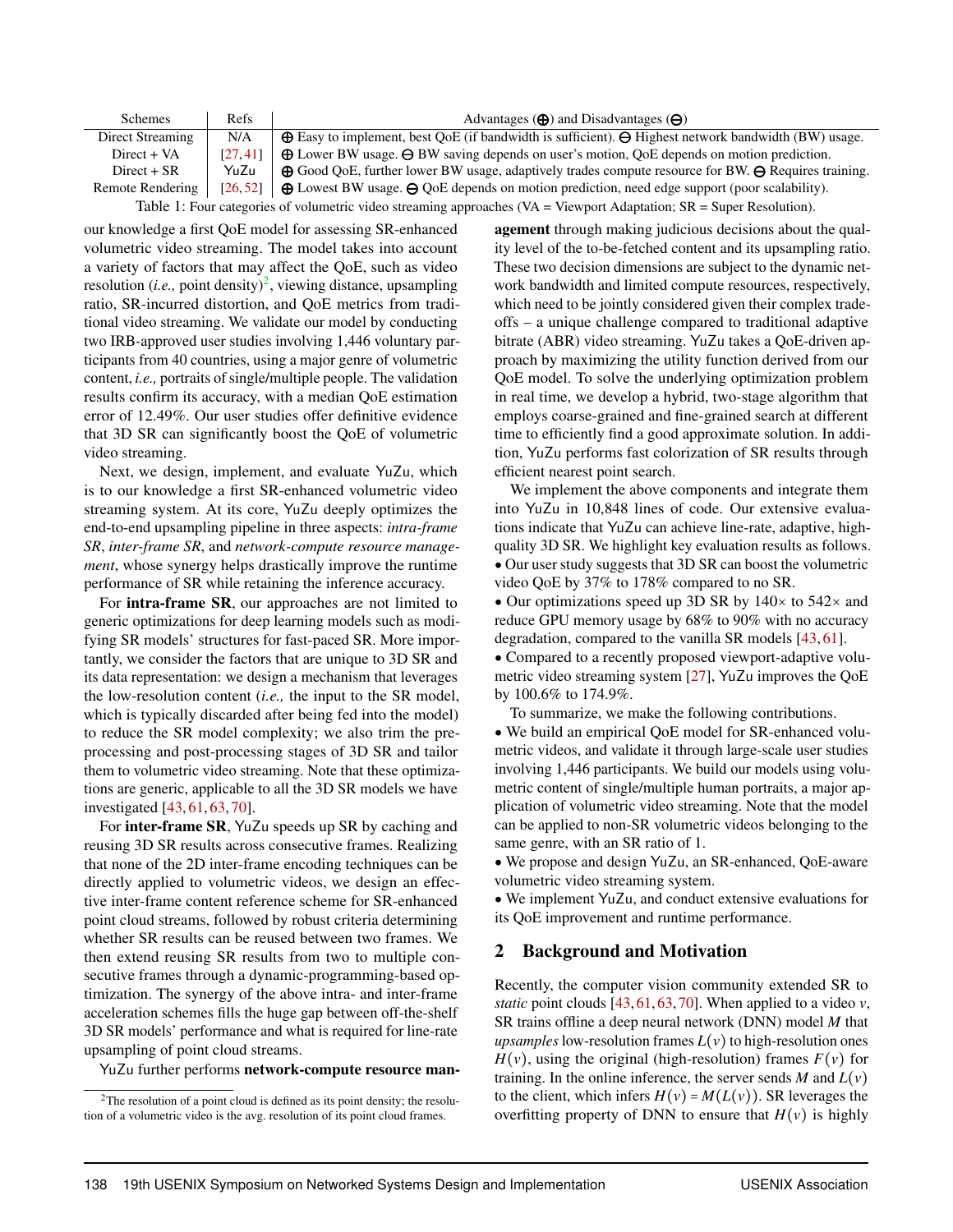| Schemes | Refs | Advantages (⊕) and Disadvantages (⊖) |
|---|---|---|
| Direct Streaming | N/A | ⊕ Easy to implement, best QoE (if bandwidth is sufficient). ⊖ Highest network bandwidth (BW) usage. |
| Direct + VA | [27,41] | ⊕ Lower BW usage. ⊖ BW saving depends on user's motion, QoE depends on motion prediction. |
| Direct + SR | YuZu | ⊕ Good QoE, further lower BW usage, adaptively trades compute resource for BW. ⊖ Requires training. |
| Remote Rendering | [26,52] | ⊕ Lowest BW usage. ⊖ QoE depends on motion prediction, need edge support (poor scalability). |

Table 1: Four categories of volumetric video streaming approaches (VA = Viewport Adaptation; SR = Super Resolution).

our knowledge a first QoE model for assessing SR-enhanced volumetric video streaming. The model takes into account a variety of factors that may affect the QoE, such as video resolution (*i.e.,* point density)[2], viewing distance, upsampling ratio, SR-incurred distortion, and QoE metrics from traditional video streaming. We validate our model by conducting two IRB-approved user studies involving 1,446 voluntary participants from 40 countries, using a major genre of volumetric content, *i.e.,* portraits of single/multiple people. The validation results confirm its accuracy, with a median QoE estimation error of 12.49%. Our user studies offer definitive evidence that 3D SR can significantly boost the QoE of volumetric video streaming.

Next, we design, implement, and evaluate YuZu, which is to our knowledge a first SR-enhanced volumetric video streaming system. At its core, YuZu deeply optimizes the end-to-end upsampling pipeline in three aspects: *intra-frame SR*, *inter-frame SR*, and *network-compute resource management*, whose synergy helps drastically improve the runtime performance of SR while retaining the inference accuracy.

For **intra-frame SR**, our approaches are not limited to generic optimizations for deep learning models such as modifying SR models' structures for fast-paced SR. More importantly, we consider the factors that are unique to 3D SR and its data representation: we design a mechanism that leverages the low-resolution content (*i.e.,* the input to the SR model, which is typically discarded after being fed into the model) to reduce the SR model complexity; we also trim the preprocessing and post-processing stages of 3D SR and tailor them to volumetric video streaming. Note that these optimizations are generic, applicable to all the 3D SR models we have investigated [43, 61, 63, 70].

For **inter-frame SR**, YuZu speeds up SR by caching and reusing 3D SR results across consecutive frames. Realizing that none of the 2D inter-frame encoding techniques can be directly applied to volumetric videos, we design an effective inter-frame content reference scheme for SR-enhanced point cloud streams, followed by robust criteria determining whether SR results can be reused between two frames. We then extend reusing SR results from two to multiple consecutive frames through a dynamic-programming-based optimization. The synergy of the above intra- and inter-frame acceleration schemes fills the huge gap between off-the-shelf 3D SR models' performance and what is required for line-rate upsampling of point cloud streams.

YuZu further performs **network-compute resource management** through making judicious decisions about the quality level of the to-be-fetched content and its upsampling ratio. These two decision dimensions are subject to the dynamic network bandwidth and limited compute resources, respectively, which need to be jointly considered given their complex tradeoffs – a unique challenge compared to traditional adaptive bitrate (ABR) video streaming. YuZu takes a QoE-driven approach by maximizing the utility function derived from our QoE model. To solve the underlying optimization problem in real time, we develop a hybrid, two-stage algorithm that employs coarse-grained and fine-grained search at different time to efficiently find a good approximate solution. In addition, YuZu performs fast colorization of SR results through efficient nearest point search.

We implement the above components and integrate them into YuZu in 10,848 lines of code. Our extensive evaluations indicate that YuZu can achieve line-rate, adaptive, high-quality 3D SR. We highlight key evaluation results as follows.

- Our user study suggests that 3D SR can boost the volumetric video QoE by 37% to 178% compared to no SR.
- Our optimizations speed up 3D SR by 140× to 542× and reduce GPU memory usage by 68% to 90% with no accuracy degradation, compared to the vanilla SR models [43, 61].
- Compared to a recently proposed viewport-adaptive volumetric video streaming system [27], YuZu improves the QoE by 100.6% to 174.9%.

To summarize, we make the following contributions.

- We build an empirical QoE model for SR-enhanced volumetric videos, and validate it through large-scale user studies involving 1,446 participants. We build our models using volumetric content of single/multiple human portraits, a major application of volumetric video streaming. Note that the model can be applied to non-SR volumetric videos belonging to the same genre, with an SR ratio of 1.
- We propose and design YuZu, an SR-enhanced, QoE-aware volumetric video streaming system.
- We implement YuZu, and conduct extensive evaluations for its QoE improvement and runtime performance.

## 2 Background and Motivation

Recently, the computer vision community extended SR to *static* point clouds [43, 61, 63, 70]. When applied to a video $v$, SR trains offline a deep neural network (DNN) model $M$ that *upsamples* low-resolution frames $L(v)$ to high-resolution ones $H(v)$, using the original (high-resolution) frames $F(v)$ for training. In the online inference, the server sends $M$ and $L(v)$ to the client, which infers $H(v) = M(L(v))$. SR leverages the overfitting property of DNN to ensure that $H(v)$ is highly

[2] The resolution of a point cloud is defined as its point density; the resolution of a volumetric video is the avg. resolution of its point cloud frames.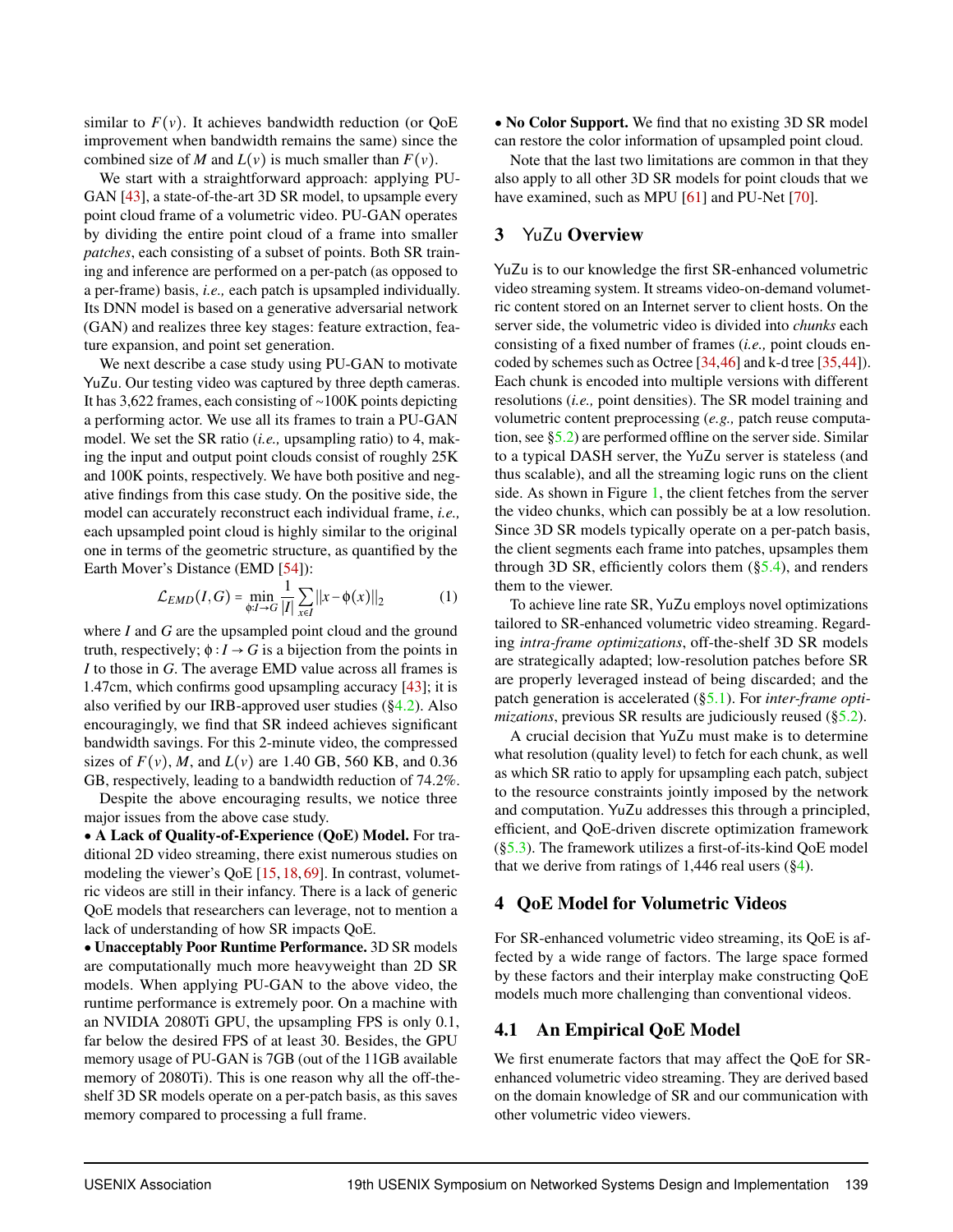similar to $F(v)$. It achieves bandwidth reduction (or QoE improvement when bandwidth remains the same) since the combined size of $M$ and $L(v)$ is much smaller than $F(v)$.

We start with a straightforward approach: applying PU-GAN [43], a state-of-the-art 3D SR model, to upsample every point cloud frame of a volumetric video. PU-GAN operates by dividing the entire point cloud of a frame into smaller *patches*, each consisting of a subset of points. Both SR training and inference are performed on a per-patch (as opposed to a per-frame) basis, *i.e.,* each patch is upsampled individually. Its DNN model is based on a generative adversarial network (GAN) and realizes three key stages: feature extraction, feature expansion, and point set generation.

We next describe a case study using PU-GAN to motivate YuZu. Our testing video was captured by three depth cameras. It has 3,622 frames, each consisting of ~100K points depicting a performing actor. We use all its frames to train a PU-GAN model. We set the SR ratio (*i.e.,* upsampling ratio) to 4, making the input and output point clouds consist of roughly 25K and 100K points, respectively. We have both positive and negative findings from this case study. On the positive side, the model can accurately reconstruct each individual frame, *i.e.,* each upsampled point cloud is highly similar to the original one in terms of the geometric structure, as quantified by the Earth Mover's Distance (EMD [54]):

$$\mathcal{L}_{EMD}(I,G) = \min_{\phi:I\rightarrow G} \frac{1}{|I|} \sum_{x\in I} \|x-\phi(x)\|_2 \tag{1}$$

where $I$ and $G$ are the upsampled point cloud and the ground truth, respectively; $\phi : I \rightarrow G$ is a bijection from the points in $I$ to those in $G$. The average EMD value across all frames is 1.47cm, which confirms good upsampling accuracy [43]; it is also verified by our IRB-approved user studies (§4.2). Also encouragingly, we find that SR indeed achieves significant bandwidth savings. For this 2-minute video, the compressed sizes of $F(v)$, $M$, and $L(v)$ are 1.40 GB, 560 KB, and 0.36 GB, respectively, leading to a bandwidth reduction of 74.2%.

Despite the above encouraging results, we notice three major issues from the above case study.

• **A Lack of Quality-of-Experience (QoE) Model.** For traditional 2D video streaming, there exist numerous studies on modeling the viewer's QoE [15, 18, 69]. In contrast, volumetric videos are still in their infancy. There is a lack of generic QoE models that researchers can leverage, not to mention a lack of understanding of how SR impacts QoE.

• **Unacceptably Poor Runtime Performance.** 3D SR models are computationally much more heavyweight than 2D SR models. When applying PU-GAN to the above video, the runtime performance is extremely poor. On a machine with an NVIDIA 2080Ti GPU, the upsampling FPS is only 0.1, far below the desired FPS of at least 30. Besides, the GPU memory usage of PU-GAN is 7GB (out of the 11GB available memory of 2080Ti). This is one reason why all the off-the-shelf 3D SR models operate on a per-patch basis, as this saves memory compared to processing a full frame.

• **No Color Support.** We find that no existing 3D SR model can restore the color information of upsampled point cloud.

Note that the last two limitations are common in that they also apply to all other 3D SR models for point clouds that we have examined, such as MPU [61] and PU-Net [70].

## 3 YuZu Overview

YuZu is to our knowledge the first SR-enhanced volumetric video streaming system. It streams video-on-demand volumetric content stored on an Internet server to client hosts. On the server side, the volumetric video is divided into *chunks* each consisting of a fixed number of frames (*i.e.,* point clouds encoded by schemes such as Octree [34,46] and k-d tree [35,44]). Each chunk is encoded into multiple versions with different resolutions (*i.e.,* point densities). The SR model training and volumetric content preprocessing (*e.g.,* patch reuse computation, see §5.2) are performed offline on the server side. Similar to a typical DASH server, the YuZu server is stateless (and thus scalable), and all the streaming logic runs on the client side. As shown in Figure 1, the client fetches from the server the video chunks, which can possibly be at a low resolution. Since 3D SR models typically operate on a per-patch basis, the client segments each frame into patches, upsamples them through 3D SR, efficiently colors them (§5.4), and renders them to the viewer.

To achieve line rate SR, YuZu employs novel optimizations tailored to SR-enhanced volumetric video streaming. Regarding *intra-frame optimizations*, off-the-shelf 3D SR models are strategically adapted; low-resolution patches before SR are properly leveraged instead of being discarded; and the patch generation is accelerated (§5.1). For *inter-frame optimizations*, previous SR results are judiciously reused (§5.2).

A crucial decision that YuZu must make is to determine what resolution (quality level) to fetch for each chunk, as well as which SR ratio to apply for upsampling each patch, subject to the resource constraints jointly imposed by the network and computation. YuZu addresses this through a principled, efficient, and QoE-driven discrete optimization framework (§5.3). The framework utilizes a first-of-its-kind QoE model that we derive from ratings of 1,446 real users (§4).

## 4 QoE Model for Volumetric Videos

For SR-enhanced volumetric video streaming, its QoE is affected by a wide range of factors. The large space formed by these factors and their interplay make constructing QoE models much more challenging than conventional videos.

### 4.1 An Empirical QoE Model

We first enumerate factors that may affect the QoE for SR-enhanced volumetric video streaming. They are derived based on the domain knowledge of SR and our communication with other volumetric video viewers.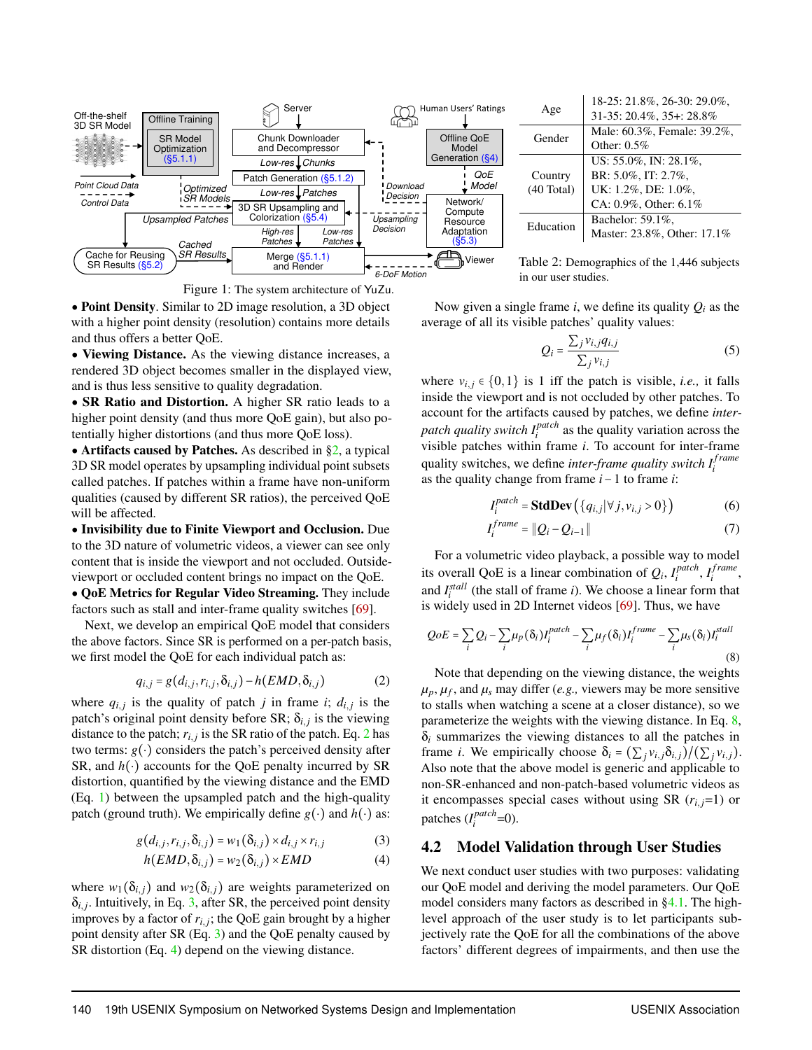Figure 1: The system architecture of YuZu.

| Age | 18-25: 21.8%, 26-30: 29.0%, 31-35: 20.4%, 35+: 28.8% |
|---|---|
| Gender | Male: 60.3%, Female: 39.2%, Other: 0.5% |
| Country (40 Total) | US: 55.0%, IN: 28.1%, BR: 5.0%, IT: 2.7%, UK: 1.2%, DE: 1.0%, CA: 0.9%, Other: 6.1% |
| Education | Bachelor: 59.1%, Master: 23.8%, Other: 17.1% |

Table 2: Demographics of the 1,446 subjects in our user studies.

- **Point Density**. Similar to 2D image resolution, a 3D object with a higher point density (resolution) contains more details and thus offers a better QoE.
- **Viewing Distance.** As the viewing distance increases, a rendered 3D object becomes smaller in the displayed view, and is thus less sensitive to quality degradation.
- **SR Ratio and Distortion.** A higher SR ratio leads to a higher point density (and thus more QoE gain), but also potentially higher distortions (and thus more QoE loss).
- **Artifacts caused by Patches.** As described in §2, a typical 3D SR model operates by upsampling individual point subsets called patches. If patches within a frame have non-uniform qualities (caused by different SR ratios), the perceived QoE will be affected.
- **Invisibility due to Finite Viewport and Occlusion.** Due to the 3D nature of volumetric videos, a viewer can see only content that is inside the viewport and not occluded. Outside-viewport or occluded content brings no impact on the QoE.
- **QoE Metrics for Regular Video Streaming.** They include factors such as stall and inter-frame quality switches [69].

Next, we develop an empirical QoE model that considers the above factors. Since SR is performed on a per-patch basis, we first model the QoE for each individual patch as:

$$q_{i,j} = g(d_{i,j}, r_{i,j}, \delta_{i,j}) - h(EMD, \delta_{i,j}) \tag{2}$$

where $q_{i,j}$ is the quality of patch $j$ in frame $i$; $d_{i,j}$ is the patch's original point density before SR; $\delta_{i,j}$ is the viewing distance to the patch; $r_{i,j}$ is the SR ratio of the patch. Eq. 2 has two terms: $g(\cdot)$ considers the patch's perceived density after SR, and $h(\cdot)$ accounts for the QoE penalty incurred by SR distortion, quantified by the viewing distance and the EMD (Eq. 1) between the upsampled patch and the high-quality patch (ground truth). We empirically define $g(\cdot)$ and $h(\cdot)$ as:

$$g(d_{i,j}, r_{i,j}, \delta_{i,j}) = w_1(\delta_{i,j}) \times d_{i,j} \times r_{i,j} \tag{3}$$

$$h(EMD, \delta_{i,j}) = w_2(\delta_{i,j}) \times EMD \tag{4}$$

where $w_1(\delta_{i,j})$ and $w_2(\delta_{i,j})$ are weights parameterized on $\delta_{i,j}$. Intuitively, in Eq. 3, after SR, the perceived point density improves by a factor of $r_{i,j}$; the QoE gain brought by a higher point density after SR (Eq. 3) and the QoE penalty caused by SR distortion (Eq. 4) depend on the viewing distance.

Now given a single frame $i$, we define its quality $Q_i$ as the average of all its visible patches' quality values:

$$Q_i = \frac{\sum_j v_{i,j} q_{i,j}}{\sum_j v_{i,j}} \tag{5}$$

where $v_{i,j} \in \{0,1\}$ is 1 iff the patch is visible, *i.e.,* it falls inside the viewport and is not occluded by other patches. To account for the artifacts caused by patches, we define *inter-patch quality switch* $I_i^{patch}$ as the quality variation across the visible patches within frame $i$. To account for inter-frame quality switches, we define *inter-frame quality switch* $I_i^{frame}$ as the quality change from frame $i-1$ to frame $i$:

$$I_i^{patch} = \mathbf{StdDev}\left(\{q_{i,j} | \forall j, v_{i,j} > 0\}\right) \tag{6}$$

$$I_i^{frame} = \| Q_i - Q_{i-1} \| \tag{7}$$

For a volumetric video playback, a possible way to model its overall QoE is a linear combination of $Q_i$, $I_i^{patch}$, $I_i^{frame}$, and $I_i^{stall}$ (the stall of frame $i$). We choose a linear form that is widely used in 2D Internet videos [69]. Thus, we have

$$QoE = \sum_i Q_i - \sum_i \mu_p(\delta_i) I_i^{patch} - \sum_i \mu_f(\delta_i) I_i^{frame} - \sum_i \mu_s(\delta_i) I_i^{stall} \tag{8}$$

Note that depending on the viewing distance, the weights $\mu_p, \mu_f$, and $\mu_s$ may differ (*e.g.,* viewers may be more sensitive to stalls when watching a scene at a closer distance), so we parameterize the weights with the viewing distance. In Eq. 8, $\delta_i$ summarizes the viewing distances to all the patches in frame $i$. We empirically choose $\delta_i = (\sum_j v_{i,j} \delta_{i,j})/(\sum_j v_{i,j})$. Also note that the above model is generic and applicable to non-SR-enhanced and non-patch-based volumetric videos as it encompasses special cases without using SR ($r_{i,j}$=1) or patches ($I_i^{patch}$=0).

## 4.2 Model Validation through User Studies

We next conduct user studies with two purposes: validating our QoE model and deriving the model parameters. Our QoE model considers many factors as described in §4.1. The high-level approach of the user study is to let participants subjectively rate the QoE for all the combinations of the above factors' different degrees of impairments, and then use the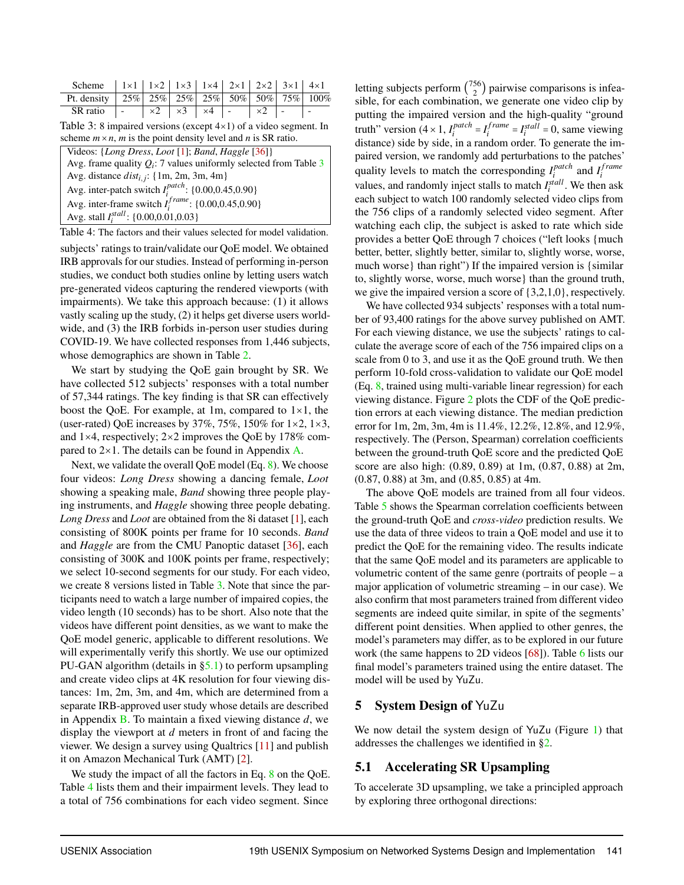| Scheme | 1×1 | 1×2 | 1×3 | 1×4 | 2×1 | 2×2 | 3×1 | 4×1 |
|---|---|---|---|---|---|---|---|---|
| Pt. density | 25% | 25% | 25% | 25% | 50% | 50% | 75% | 100% |
| SR ratio | - | ×2 | ×3 | ×4 | - | ×2 | - | - |

Table 3: 8 impaired versions (except 4×1) of a video segment. In scheme $m \times n$, $m$ is the point density level and $n$ is SR ratio.

| Videos: {*Long Dress*, *Loot* [1]; *Band*, *Haggle* [36]} |
|---|
| Avg. frame quality $Q_i$: 7 values uniformly selected from Table 3 |
| Avg. distance $dist_{i,j}$: {1m, 2m, 3m, 4m} |
| Avg. inter-patch switch $I_i^{patch}$: {0.00,0.45,0.90} |
| Avg. inter-frame switch $I_i^{frame}$: {0.00,0.45,0.90} |
| Avg. stall $I_i^{stall}$: {0.00,0.01,0.03} |

Table 4: The factors and their values selected for model validation.

subjects' ratings to train/validate our QoE model. We obtained IRB approvals for our studies. Instead of performing in-person studies, we conduct both studies online by letting users watch pre-generated videos capturing the rendered viewports (with impairments). We take this approach because: (1) it allows vastly scaling up the study, (2) it helps get diverse users worldwide, and (3) the IRB forbids in-person user studies during COVID-19. We have collected responses from 1,446 subjects, whose demographics are shown in Table 2.

We start by studying the QoE gain brought by SR. We have collected 512 subjects' responses with a total number of 57,344 ratings. The key finding is that SR can effectively boost the QoE. For example, at 1m, compared to 1×1, the (user-rated) QoE increases by 37%, 75%, 150% for 1×2, 1×3, and 1×4, respectively; 2×2 improves the QoE by 178% compared to 2×1. The details can be found in Appendix A.

Next, we validate the overall QoE model (Eq. 8). We choose four videos: *Long Dress* showing a dancing female, *Loot* showing a speaking male, *Band* showing three people playing instruments, and *Haggle* showing three people debating. *Long Dress* and *Loot* are obtained from the 8i dataset [1], each consisting of 800K points per frame for 10 seconds. *Band* and *Haggle* are from the CMU Panoptic dataset [36], each consisting of 300K and 100K points per frame, respectively; we select 10-second segments for our study. For each video, we create 8 versions listed in Table 3. Note that since the participants need to watch a large number of impaired copies, the video length (10 seconds) has to be short. Also note that the videos have different point densities, as we want to make the QoE model generic, applicable to different resolutions. We will experimentally verify this shortly. We use our optimized PU-GAN algorithm (details in §5.1) to perform upsampling and create video clips at 4K resolution for four viewing distances: 1m, 2m, 3m, and 4m, which are determined from a separate IRB-approved user study whose details are described in Appendix B. To maintain a fixed viewing distance $d$, we display the viewport at $d$ meters in front of and facing the viewer. We design a survey using Qualtrics [11] and publish it on Amazon Mechanical Turk (AMT) [2].

We study the impact of all the factors in Eq. 8 on the QoE. Table 4 lists them and their impairment levels. They lead to a total of 756 combinations for each video segment. Since letting subjects perform $\binom{756}{2}$ pairwise comparisons is infeasible, for each combination, we generate one video clip by putting the impaired version and the high-quality "ground truth" version ($4 \times 1$, $I_i^{patch} = I_i^{frame} = I_i^{stall} = 0$, same viewing distance) side by side, in a random order. To generate the impaired version, we randomly add perturbations to the patches' quality levels to match the corresponding $I_i^{patch}$ and $I_i^{frame}$ values, and randomly inject stalls to match $I_i^{stall}$. We then ask each subject to watch 100 randomly selected video clips from the 756 clips of a randomly selected video segment. After watching each clip, the subject is asked to rate which side provides a better QoE through 7 choices ("left looks {much better, better, slightly better, similar to, slightly worse, worse, much worse} than right") If the impaired version is {similar to, slightly worse, worse, much worse} than the ground truth, we give the impaired version a score of {3,2,1,0}, respectively.

We have collected 934 subjects' responses with a total number of 93,400 ratings for the above survey published on AMT. For each viewing distance, we use the subjects' ratings to calculate the average score of each of the 756 impaired clips on a scale from 0 to 3, and use it as the QoE ground truth. We then perform 10-fold cross-validation to validate our QoE model (Eq. 8, trained using multi-variable linear regression) for each viewing distance. Figure 2 plots the CDF of the QoE prediction errors at each viewing distance. The median prediction error for 1m, 2m, 3m, 4m is 11.4%, 12.2%, 12.8%, and 12.9%, respectively. The (Person, Spearman) correlation coefficients between the ground-truth QoE score and the predicted QoE score are also high: (0.89, 0.89) at 1m, (0.87, 0.88) at 2m, (0.87, 0.88) at 3m, and (0.85, 0.85) at 4m.

The above QoE models are trained from all four videos. Table 5 shows the Spearman correlation coefficients between the ground-truth QoE and *cross-video* prediction results. We use the data of three videos to train a QoE model and use it to predict the QoE for the remaining video. The results indicate that the same QoE model and its parameters are applicable to volumetric content of the same genre (portraits of people – a major application of volumetric streaming – in our case). We also confirm that most parameters trained from different video segments are indeed quite similar, in spite of the segments' different point densities. When applied to other genres, the model's parameters may differ, as to be explored in our future work (the same happens to 2D videos [68]). Table 6 lists our final model's parameters trained using the entire dataset. The model will be used by YuZu.

## 5 System Design of YuZu

We now detail the system design of YuZu (Figure 1) that addresses the challenges we identified in §2.

### 5.1 Accelerating SR Upsampling

To accelerate 3D upsampling, we take a principled approach by exploring three orthogonal directions: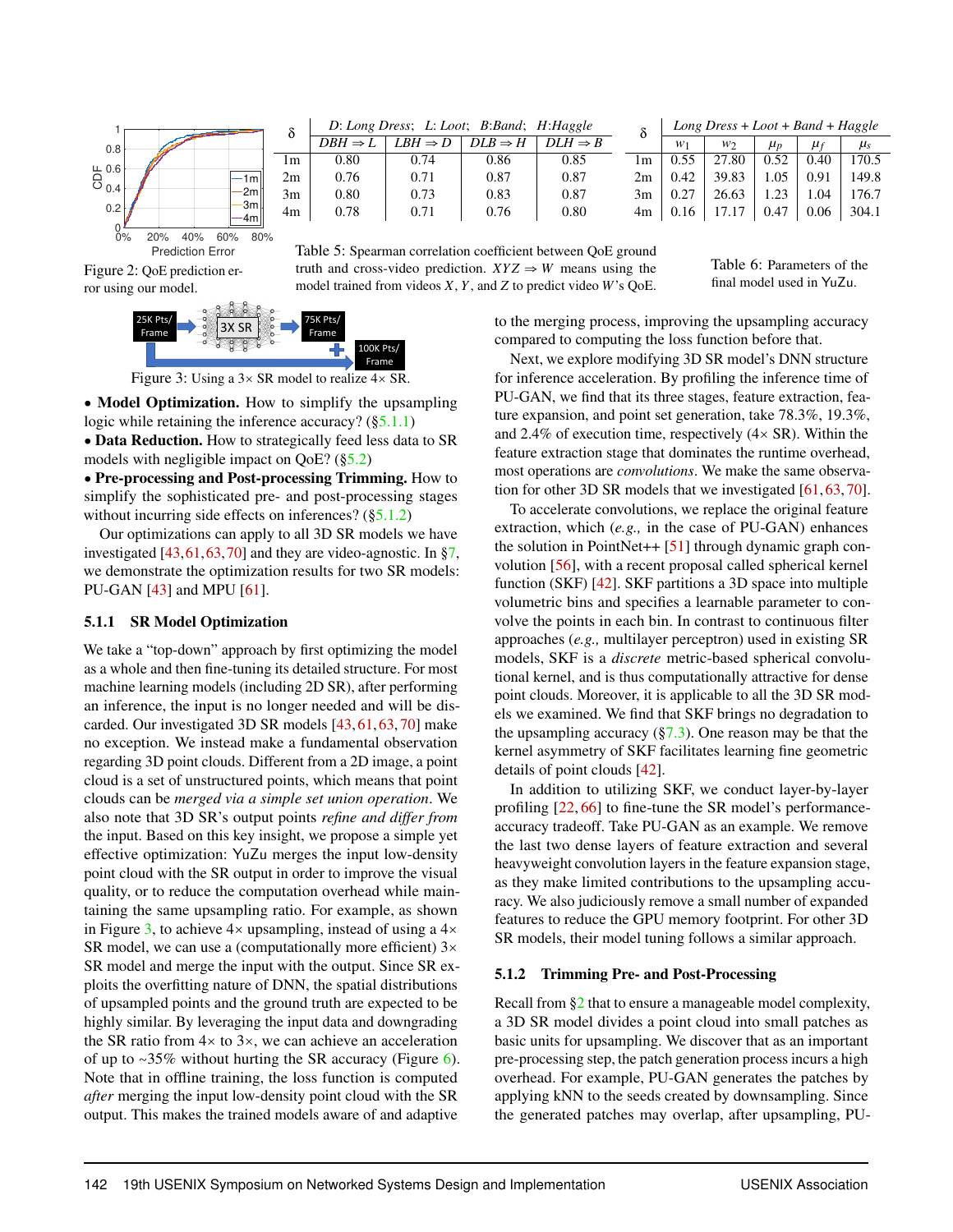Figure 2: QoE prediction error using our model.

| δ | *D: Long Dress*; *L: Loot*; *B:Band*; *H:Haggle* | | | |
|---|---|---|---|---|
| | $DBH \Rightarrow L$ | $LBH \Rightarrow D$ | $DLB \Rightarrow H$ | $DLH \Rightarrow B$ |
| 1m | 0.80 | 0.74 | 0.86 | 0.85 |
| 2m | 0.76 | 0.71 | 0.87 | 0.87 |
| 3m | 0.80 | 0.73 | 0.83 | 0.87 |
| 4m | 0.78 | 0.71 | 0.76 | 0.80 |

Table 5: Spearman correlation coefficient between QoE ground truth and cross-video prediction. $XYZ \Rightarrow W$ means using the model trained from videos $X$, $Y$, and $Z$ to predict video $W$'s QoE.

| δ | *Long Dress + Loot + Band + Haggle* | | | | |
|---|---|---|---|---|---|
| | $w_1$ | $w_2$ | $\mu_p$ | $\mu_f$ | $\mu_s$ |
| 1m | 0.55 | 27.80 | 0.52 | 0.40 | 170.5 |
| 2m | 0.42 | 39.83 | 1.05 | 0.91 | 149.8 |
| 3m | 0.27 | 26.63 | 1.23 | 1.04 | 176.7 |
| 4m | 0.16 | 17.17 | 0.47 | 0.06 | 304.1 |

Table 6: Parameters of the final model used in YuZu.

Figure 3: Using a 3× SR model to realize 4× SR.

- **Model Optimization.** How to simplify the upsampling logic while retaining the inference accuracy? (§5.1.1)
- **Data Reduction.** How to strategically feed less data to SR models with negligible impact on QoE? (§5.2)
- **Pre-processing and Post-processing Trimming.** How to simplify the sophisticated pre- and post-processing stages without incurring side effects on inferences? (§5.1.2)

Our optimizations can apply to all 3D SR models that we have investigated [43,61,63,70] and they are video-agnostic. In §7, we demonstrate the optimization results for two SR models: PU-GAN [43] and MPU [61].

### 5.1.1 SR Model Optimization

We take a "top-down" approach by first optimizing the model as a whole and then fine-tuning its detailed structure. For most machine learning models (including 2D SR), after performing an inference, the input is no longer needed and will be discarded. Our investigated 3D SR models [43,61,63,70] make no exception. We instead make a fundamental observation regarding 3D point clouds. Different from a 2D image, a point cloud is a set of unstructured points, which means that point clouds can be *merged via a simple set union operation*. We also note that 3D SR's output points *refine and differ from* the input. Based on this key insight, we propose a simple yet effective optimization: YuZu merges the input low-density point cloud with the SR output in order to improve the visual quality, or to reduce the computation overhead while maintaining the same upsampling ratio. For example, as shown in Figure 3, to achieve 4× upsampling, instead of using a 4× SR model, we can use a (computationally more efficient) 3× SR model and merge the input with the output. Since SR exploits the overfitting nature of DNN, the spatial distributions of upsampled points and the ground truth are expected to be highly similar. By leveraging the input data and downgrading the SR ratio from 4× to 3×, we can achieve an acceleration of up to ~35% without hurting the SR accuracy (Figure 6). Note that in offline training, the loss function is computed *after* merging the input low-density point cloud with the SR output. This makes the trained models aware of and adaptive to the merging process, improving the upsampling accuracy compared to computing the loss function before that.

Next, we explore modifying 3D SR model's DNN structure for inference acceleration. By profiling the inference time of PU-GAN, we find that its three stages, feature extraction, feature expansion, and point set generation, take 78.3%, 19.3%, and 2.4% of execution time, respectively (4× SR). Within the feature extraction stage that dominates the runtime overhead, most operations are *convolutions*. We make the same observation for other 3D SR models that we investigated [61,63,70].

To accelerate convolutions, we replace the original feature extraction, which (*e.g.,* in the case of PU-GAN) enhances the solution in PointNet++ [51] through dynamic graph convolution [56], with a recent proposal called spherical kernel function (SKF) [42]. SKF partitions a 3D space into multiple volumetric bins and specifies a learnable parameter to convolve the points in each bin. In contrast to continuous filter approaches (*e.g.,* multilayer perceptron) used in existing SR models, SKF is a *discrete* metric-based spherical convolutional kernel, and is thus computationally attractive for dense point clouds. Moreover, it is applicable to all the 3D SR models we examined. We find that SKF brings no degradation to the upsampling accuracy (§7.3). One reason may be that the kernel asymmetry of SKF facilitates learning fine geometric details of point clouds [42].

In addition to utilizing SKF, we conduct layer-by-layer profiling [22,66] to fine-tune the SR model's performance-accuracy tradeoff. Take PU-GAN as an example. We remove the last two dense layers of feature extraction and several heavyweight convolution layers in the feature expansion stage, as they make limited contributions to the upsampling accuracy. We also judiciously remove a small number of expanded features to reduce the GPU memory footprint. For other 3D SR models, their model tuning follows a similar approach.

### 5.1.2 Trimming Pre- and Post-Processing

Recall from §2 that to ensure a manageable model complexity, a 3D SR model divides a point cloud into small patches as basic units for upsampling. We discover that as an important pre-processing step, the patch generation process incurs a high overhead. For example, PU-GAN generates the patches by applying kNN to the seeds created by downsampling. Since the generated patches may overlap, after upsampling, PU-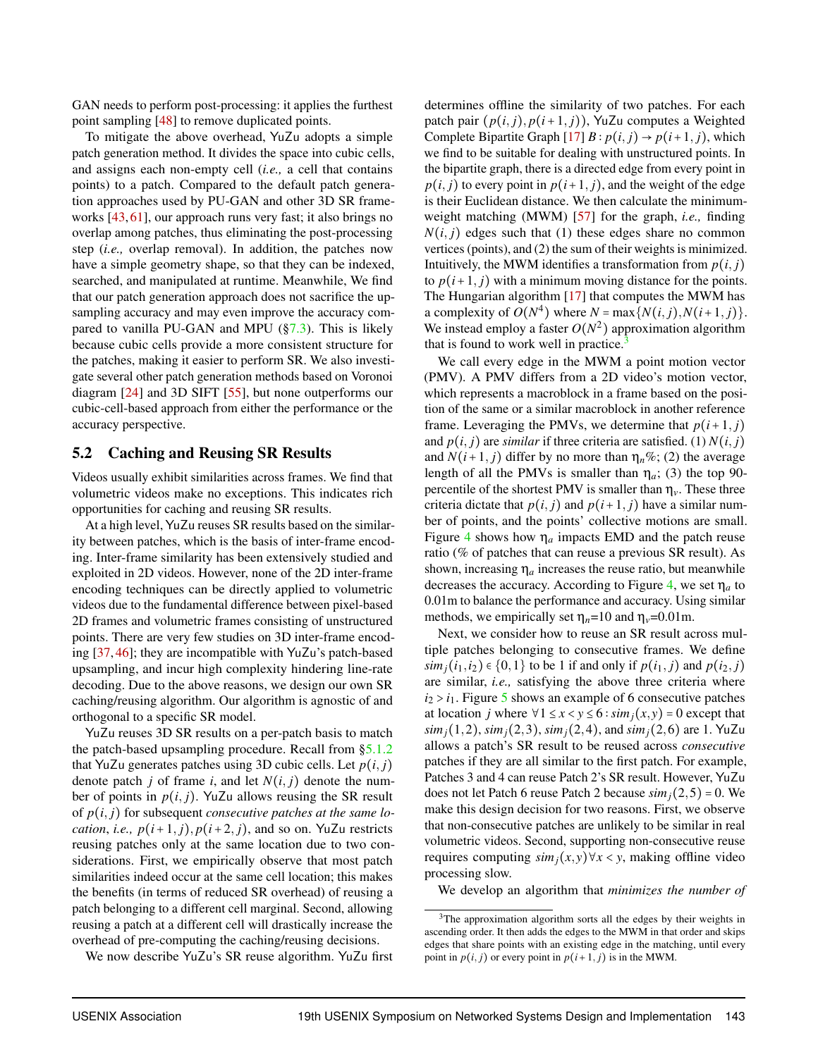GAN needs to perform post-processing: it applies the furthest point sampling [48] to remove duplicated points.

To mitigate the above overhead, YuZu adopts a simple patch generation method. It divides the space into cubic cells, and assigns each non-empty cell (*i.e.,* a cell that contains points) to a patch. Compared to the default patch generation approaches used by PU-GAN and other 3D SR frameworks [43, 61], our approach runs very fast; it also brings no overlap among patches, thus eliminating the post-processing step (*i.e.,* overlap removal). In addition, the patches now have a simple geometry shape, so that they can be indexed, searched, and manipulated at runtime. Meanwhile, We find that our patch generation approach does not sacrifice the upsampling accuracy and may even improve the accuracy compared to vanilla PU-GAN and MPU (§7.3). This is likely because cubic cells provide a more consistent structure for the patches, making it easier to perform SR. We also investigate several other patch generation methods based on Voronoi diagram [24] and 3D SIFT [55], but none outperforms our cubic-cell-based approach from either the performance or the accuracy perspective.

## 5.2 Caching and Reusing SR Results

Videos usually exhibit similarities across frames. We find that volumetric videos make no exceptions. This indicates rich opportunities for caching and reusing SR results.

At a high level, YuZu reuses SR results based on the similarity between patches, which is the basis of inter-frame encoding. Inter-frame similarity has been extensively studied and exploited in 2D videos. However, none of the 2D inter-frame encoding techniques can be directly applied to volumetric videos due to the fundamental difference between pixel-based 2D frames and volumetric frames consisting of unstructured points. There are very few studies on 3D inter-frame encoding [37, 46]; they are incompatible with YuZu's patch-based upsampling, and incur high complexity hindering line-rate decoding. Due to the above reasons, we design our own SR caching/reusing algorithm. Our algorithm is agnostic of and orthogonal to a specific SR model.

YuZu reuses 3D SR results on a per-patch basis to match the patch-based upsampling procedure. Recall from §5.1.2 that YuZu generates patches using 3D cubic cells. Let $p(i,j)$ denote patch $j$ of frame $i$, and let $N(i,j)$ denote the number of points in $p(i,j)$. YuZu allows reusing the SR result of $p(i,j)$ for subsequent *consecutive patches at the same location*, *i.e.,* $p(i+1,j), p(i+2,j)$, and so on. YuZu restricts reusing patches only at the same location due to two considerations. First, we empirically observe that most patch similarities indeed occur at the same cell location; this makes the benefits (in terms of reduced SR overhead) of reusing a patch belonging to a different cell marginal. Second, allowing reusing a patch at a different cell will drastically increase the overhead of pre-computing the caching/reusing decisions.

We now describe YuZu's SR reuse algorithm. YuZu first determines offline the similarity of two patches. For each patch pair $(p(i,j), p(i+1,j))$, YuZu computes a Weighted Complete Bipartite Graph [17] $B : p(i,j) \to p(i+1,j)$, which we find to be suitable for dealing with unstructured points. In the bipartite graph, there is a directed edge from every point in $p(i,j)$ to every point in $p(i+1,j)$, and the weight of the edge is their Euclidean distance. We then calculate the minimum-weight matching (MWM) [57] for the graph, *i.e.,* finding $N(i,j)$ edges such that (1) these edges share no common vertices (points), and (2) the sum of their weights is minimized. Intuitively, the MWM identifies a transformation from $p(i,j)$ to $p(i+1,j)$ with a minimum moving distance for the points. The Hungarian algorithm [17] that computes the MWM has a complexity of $O(N^4)$ where $N = \max\{N(i,j), N(i+1,j)\}$. We instead employ a faster $O(N^2)$ approximation algorithm that is found to work well in practice.[3]

We call every edge in the MWM a point motion vector (PMV). A PMV differs from a 2D video's motion vector, which represents a macroblock in a frame based on the position of the same or a similar macroblock in another reference frame. Leveraging the PMVs, we determine that $p(i+1,j)$ and $p(i,j)$ are *similar* if three criteria are satisfied. (1) $N(i,j)$ and $N(i+1,j)$ differ by no more than $\eta_n$%; (2) the average length of all the PMVs is smaller than $\eta_a$; (3) the top 90-percentile of the shortest PMV is smaller than $\eta_v$. These three criteria dictate that $p(i,j)$ and $p(i+1,j)$ have a similar number of points, and the points' collective motions are small. Figure 4 shows how $\eta_a$ impacts EMD and the patch reuse ratio (% of patches that can reuse a previous SR result). As shown, increasing $\eta_a$ increases the reuse ratio, but meanwhile decreases the accuracy. According to Figure 4, we set $\eta_a$ to 0.01m to balance the performance and accuracy. Using similar methods, we empirically set $\eta_n$=10 and $\eta_v$=0.01m.

Next, we consider how to reuse an SR result across multiple patches belonging to consecutive frames. We define $sim_j(i_1, i_2) \in \{0,1\}$ to be 1 if and only if $p(i_1,j)$ and $p(i_2,j)$ are similar, *i.e.,* satisfying the above three criteria where $i_2 > i_1$. Figure 5 shows an example of 6 consecutive patches at location $j$ where $\forall 1 \le x < y \le 6 : sim_j(x,y) = 0$ except that $sim_j(1,2)$, $sim_j(2,3)$, $sim_j(2,4)$, and $sim_j(2,6)$ are 1. YuZu allows a patch's SR result to be reused across *consecutive* patches if they are all similar to the first patch. For example, Patches 3 and 4 can reuse Patch 2's SR result. However, YuZu does not let Patch 6 reuse Patch 2 because $sim_j(2,5) = 0$. We make this design decision for two reasons. First, we observe that non-consecutive patches are unlikely to be similar in real volumetric videos. Second, supporting non-consecutive reuse requires computing $sim_j(x,y) \forall x < y$, making offline video processing slow.

We develop an algorithm that *minimizes the number of*

[3] The approximation algorithm sorts all the edges by their weights in ascending order. It then adds the edges to the MWM in that order and skips edges that share points with an existing edge in the matching, until every point in $p(i,j)$ or every point in $p(i+1,j)$ is in the MWM.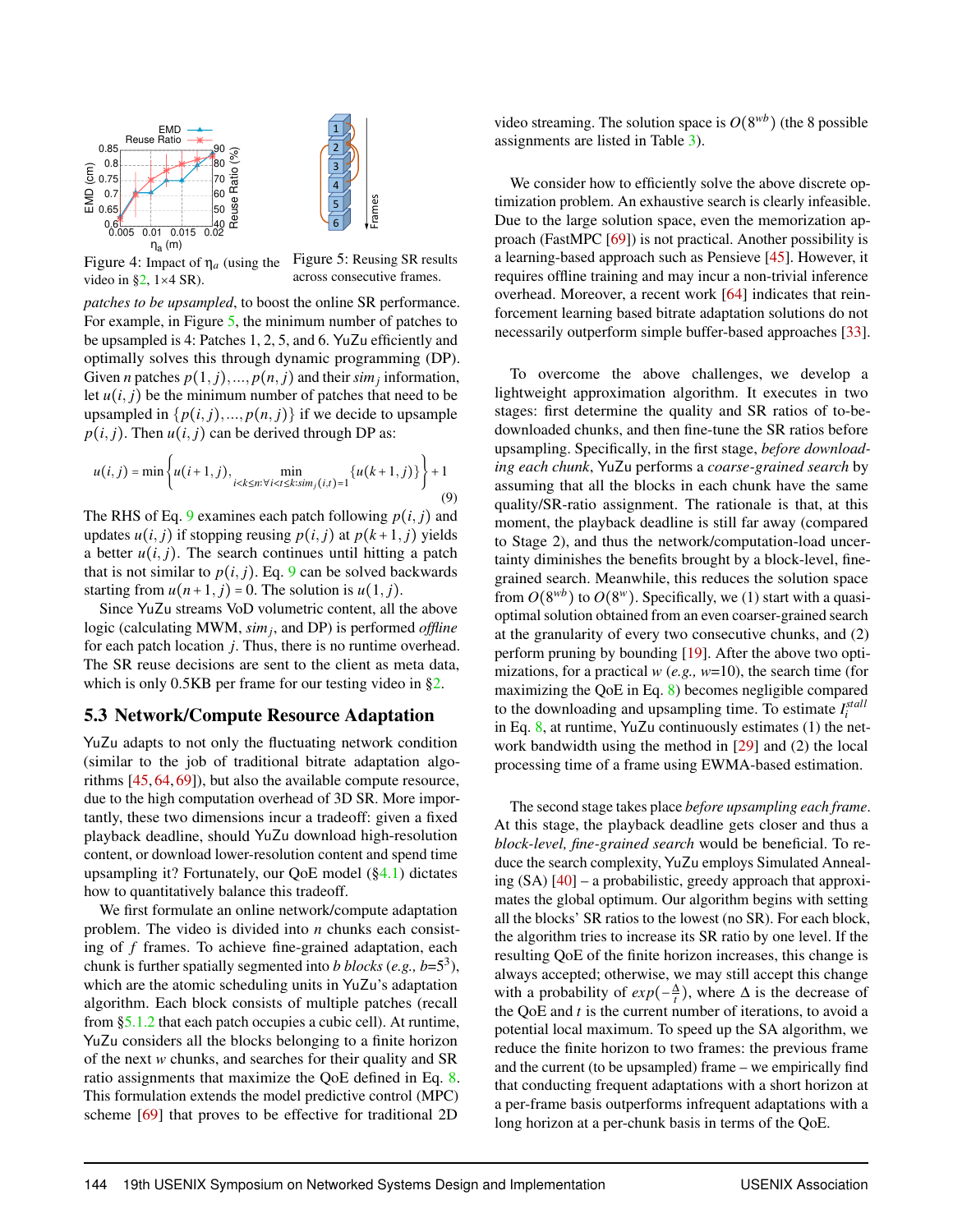Figure 4: Impact of $\eta_a$ (using the video in §2, 1×4 SR).

Figure 5: Reusing SR results across consecutive frames.

*patches to be upsampled*, to boost the online SR performance. For example, in Figure 5, the minimum number of patches to be upsampled is 4: Patches 1, 2, 5, and 6. YuZu efficiently and optimally solves this through dynamic programming (DP). Given $n$ patches $p(1, j), ..., p(n, j)$ and their $sim_j$ information, let $u(i, j)$ be the minimum number of patches that need to be upsampled in $\{p(i, j), ..., p(n, j)\}$ if we decide to upsample $p(i, j)$. Then $u(i, j)$ can be derived through DP as:

$$u(i,j) = \min\left\{u(i+1,j), \min_{i<k\leq n: \forall i<t\leq k: sim_j(i,t)=1} \{u(k+1,j)\}\right\} + 1 \tag{9}$$

The RHS of Eq. 9 examines each patch following $p(i, j)$ and updates $u(i, j)$ if stopping reusing $p(i, j)$ at $p(k+1, j)$ yields a better $u(i, j)$. The search continues until hitting a patch that is not similar to $p(i, j)$. Eq. 9 can be solved backwards starting from $u(n+1, j) = 0$. The solution is $u(1, j)$.

Since YuZu streams VoD volumetric content, all the above logic (calculating MWM, $sim_j$, and DP) is performed *offline* for each patch location $j$. Thus, there is no runtime overhead. The SR reuse decisions are sent to the client as meta data, which is only 0.5KB per frame for our testing video in §2.

## 5.3 Network/Compute Resource Adaptation

YuZu adapts to not only the fluctuating network condition (similar to the job of traditional bitrate adaptation algorithms [45, 64, 69]), but also the available compute resource, due to the high computation overhead of 3D SR. More importantly, these two dimensions incur a tradeoff: given a fixed playback deadline, should YuZu download high-resolution content, or download lower-resolution content and spend time upsampling it? Fortunately, our QoE model (§4.1) dictates how to quantitatively balance this tradeoff.

We first formulate an online network/compute adaptation problem. The video is divided into $n$ chunks each consisting of $f$ frames. To achieve fine-grained adaptation, each chunk is further spatially segmented into $b$ *blocks* (*e.g.,* $b$=$5^3$), which are the atomic scheduling units in YuZu's adaptation algorithm. Each block consists of multiple patches (recall from §5.1.2 that each patch occupies a cubic cell). At runtime, YuZu considers all the blocks belonging to a finite horizon of the next $w$ chunks, and searches for their quality and SR ratio assignments that maximize the QoE defined in Eq. 8. This formulation extends the model predictive control (MPC) scheme [69] that proves to be effective for traditional 2D video streaming. The solution space is $O(8^{wb})$ (the 8 possible assignments are listed in Table 3).

We consider how to efficiently solve the above discrete optimization problem. An exhaustive search is clearly infeasible. Due to the large solution space, even the memorization approach (FastMPC [69]) is not practical. Another possibility is a learning-based approach such as Pensieve [45]. However, it requires offline training and may incur a non-trivial inference overhead. Moreover, a recent work [64] indicates that reinforcement learning based bitrate adaptation solutions do not necessarily outperform simple buffer-based approaches [33].

To overcome the above challenges, we develop a lightweight approximation algorithm. It executes in two stages: first determine the quality and SR ratios of to-be-downloaded chunks, and then fine-tune the SR ratios before upsampling. Specifically, in the first stage, *before downloading each chunk*, YuZu performs a *coarse-grained search* by assuming that all the blocks in each chunk have the same quality/SR-ratio assignment. The rationale is that, at this moment, the playback deadline is still far away (compared to Stage 2), and thus the network/computation-load uncertainty diminishes the benefits brought by a block-level, fine-grained search. Meanwhile, this reduces the solution space from $O(8^{wb})$ to $O(8^w)$. Specifically, we (1) start with a quasi-optimal solution obtained from an even coarser-grained search at the granularity of every two consecutive chunks, and (2) perform pruning by bounding [19]. After the above two optimizations, for a practical $w$ (*e.g.,* $w$=10), the search time (for maximizing the QoE in Eq. 8) becomes negligible compared to the downloading and upsampling time. To estimate $I_i^{stall}$ in Eq. 8, at runtime, YuZu continuously estimates (1) the network bandwidth using the method in [29] and (2) the local processing time of a frame using EWMA-based estimation.

The second stage takes place *before upsampling each frame*. At this stage, the playback deadline gets closer and thus a *block-level, fine-grained search* would be beneficial. To reduce the search complexity, YuZu employs Simulated Annealing (SA) [40] – a probabilistic, greedy approach that approximates the global optimum. Our algorithm begins with setting all the blocks' SR ratios to the lowest (no SR). For each block, the algorithm tries to increase its SR ratio by one level. If the resulting QoE of the finite horizon increases, this change is always accepted; otherwise, we may still accept this change with a probability of $exp(-\frac{\Delta}{t})$, where $\Delta$ is the decrease of the QoE and $t$ is the current number of iterations, to avoid a potential local maximum. To speed up the SA algorithm, we reduce the finite horizon to two frames: the previous frame and the current (to be upsampled) frame – we empirically find that conducting frequent adaptations with a short horizon at a per-frame basis outperforms infrequent adaptations with a long horizon at a per-chunk basis in terms of the QoE.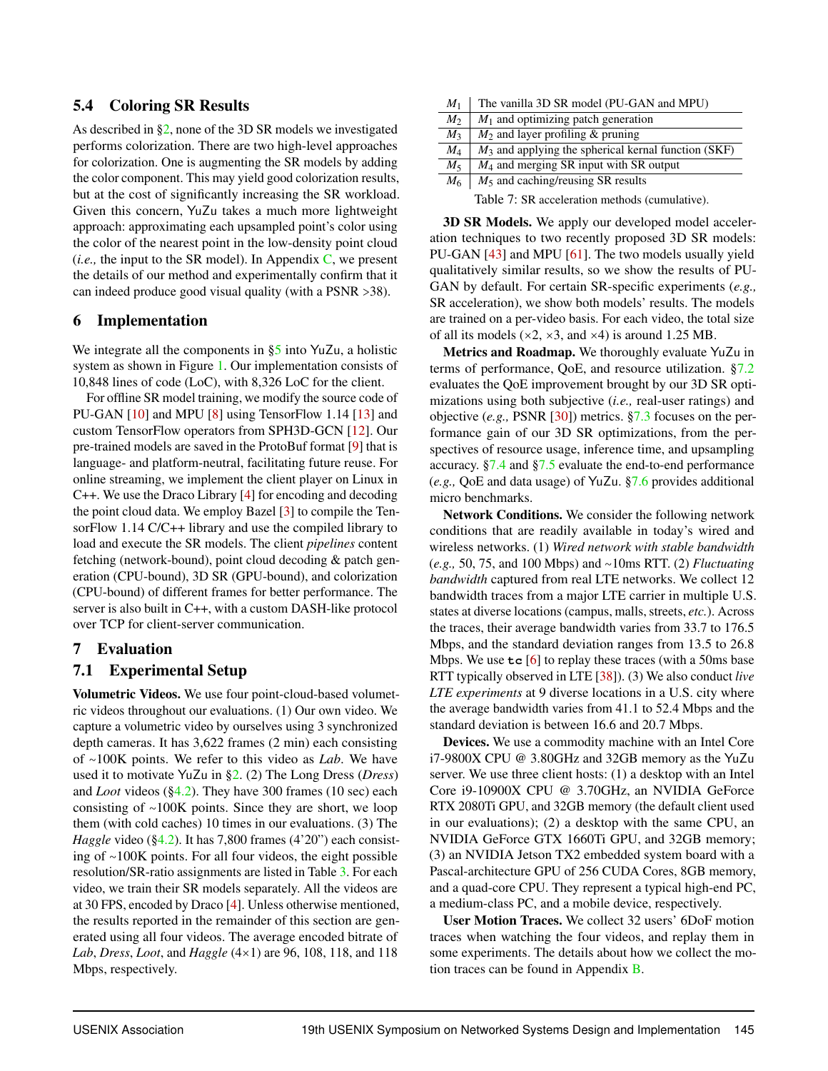### 5.4 Coloring SR Results

As described in §2, none of the 3D SR models we investigated performs colorization. There are two high-level approaches for colorization. One is augmenting the SR models by adding the color component. This may yield good colorization results, but at the cost of significantly increasing the SR workload. Given this concern, YuZu takes a much more lightweight approach: approximating each upsampled point's color using the color of the nearest point in the low-density point cloud (*i.e.,* the input to the SR model). In Appendix C, we present the details of our method and experimentally confirm that it can indeed produce good visual quality (with a PSNR >38).

## 6 Implementation

We integrate all the components in §5 into YuZu, a holistic system as shown in Figure 1. Our implementation consists of 10,848 lines of code (LoC), with 8,326 LoC for the client.

For offline SR model training, we modify the source code of PU-GAN [10] and MPU [8] using TensorFlow 1.14 [13] and custom TensorFlow operators from SPH3D-GCN [12]. Our pre-trained models are saved in the ProtoBuf format [9] that is language- and platform-neutral, facilitating future reuse. For online streaming, we implement the client player on Linux in C++. We use the Draco Library [4] for encoding and decoding the point cloud data. We employ Bazel [3] to compile the TensorFlow 1.14 C/C++ library and use the compiled library to load and execute the SR models. The client *pipelines* content fetching (network-bound), point cloud decoding & patch generation (CPU-bound), 3D SR (GPU-bound), and colorization (CPU-bound) of different frames for better performance. The server is also built in C++, with a custom DASH-like protocol over TCP for client-server communication.

## 7 Evaluation

### 7.1 Experimental Setup

**Volumetric Videos.** We use four point-cloud-based volumetric videos throughout our evaluations. (1) Our own video. We capture a volumetric video by ourselves using 3 synchronized depth cameras. It has 3,622 frames (2 min) each consisting of ~100K points. We refer to this video as *Lab*. We have used it to motivate YuZu in §2. (2) The Long Dress (*Dress*) and *Loot* videos (§4.2). They have 300 frames (10 sec) each consisting of ~100K points. Since they are short, we loop them (with cold caches) 10 times in our evaluations. (3) The *Haggle* video (§4.2). It has 7,800 frames (4'20") each consisting of ~100K points. For all four videos, the eight possible resolution/SR-ratio assignments are listed in Table 3. For each video, we train their SR models separately. All the videos are at 30 FPS, encoded by Draco [4]. Unless otherwise mentioned, the results reported in the remainder of this section are generated using all four videos. The average encoded bitrate of *Lab*, *Dress*, *Loot*, and *Haggle* (4×1) are 96, 108, 118, and 118 Mbps, respectively.

| | |
|---|---|
| $M_1$ | The vanilla 3D SR model (PU-GAN and MPU) |
| $M_2$ | $M_1$ and optimizing patch generation |
| $M_3$ | $M_2$ and layer profiling & pruning |
| $M_4$ | $M_3$ and applying the spherical kernal function (SKF) |
| $M_5$ | $M_4$ and merging SR input with SR output |
| $M_6$ | $M_5$ and caching/reusing SR results |

Table 7: SR acceleration methods (cumulative).

**3D SR Models.** We apply our developed model acceleration techniques to two recently proposed 3D SR models: PU-GAN [43] and MPU [61]. The two models usually yield qualitatively similar results, so we show the results of PU-GAN by default. For certain SR-specific experiments (*e.g.,* SR acceleration), we show both models' results. The models are trained on a per-video basis. For each video, the total size of all its models (×2, ×3, and ×4) is around 1.25 MB.

**Metrics and Roadmap.** We thoroughly evaluate YuZu in terms of performance, QoE, and resource utilization. §7.2 evaluates the QoE improvement brought by our 3D SR optimizations using both subjective (*i.e.,* real-user ratings) and objective (*e.g.,* PSNR [30]) metrics. §7.3 focuses on the performance gain of our 3D SR optimizations, from the perspectives of resource usage, inference time, and upsampling accuracy. §7.4 and §7.5 evaluate the end-to-end performance (*e.g.,* QoE and data usage) of YuZu. §7.6 provides additional micro benchmarks.

**Network Conditions.** We consider the following network conditions that are readily available in today's wired and wireless networks. (1) *Wired network with stable bandwidth* (*e.g.,* 50, 75, and 100 Mbps) and ~10ms RTT. (2) *Fluctuating bandwidth* captured from real LTE networks. We collect 12 bandwidth traces from a major LTE carrier in multiple U.S. states at diverse locations (campus, malls, streets, *etc.*). Across the traces, their average bandwidth varies from 33.7 to 176.5 Mbps, and the standard deviation ranges from 13.5 to 26.8 Mbps. We use `tc` [6] to replay these traces (with a 50ms base RTT typically observed in LTE [38]). (3) We also conduct *live LTE experiments* at 9 diverse locations in a U.S. city where the average bandwidth varies from 41.1 to 52.4 Mbps and the standard deviation is between 16.6 and 20.7 Mbps.

**Devices.** We use a commodity machine with an Intel Core i7-9800X CPU @ 3.80GHz and 32GB memory as the YuZu server. We use three client hosts: (1) a desktop with an Intel Core i9-10900X CPU @ 3.70GHz, an NVIDIA GeForce RTX 2080Ti GPU, and 32GB memory (the default client used in our evaluations); (2) a desktop with the same CPU, an NVIDIA GeForce GTX 1660Ti GPU, and 32GB memory; (3) an NVIDIA Jetson TX2 embedded system board with a Pascal-architecture GPU of 256 CUDA Cores, 8GB memory, and a quad-core CPU. They represent a typical high-end PC, a medium-class PC, and a mobile device, respectively.

**User Motion Traces.** We collect 32 users' 6DoF motion traces when watching the four videos, and replay them in some experiments. The details about how we collect the motion traces can be found in Appendix B.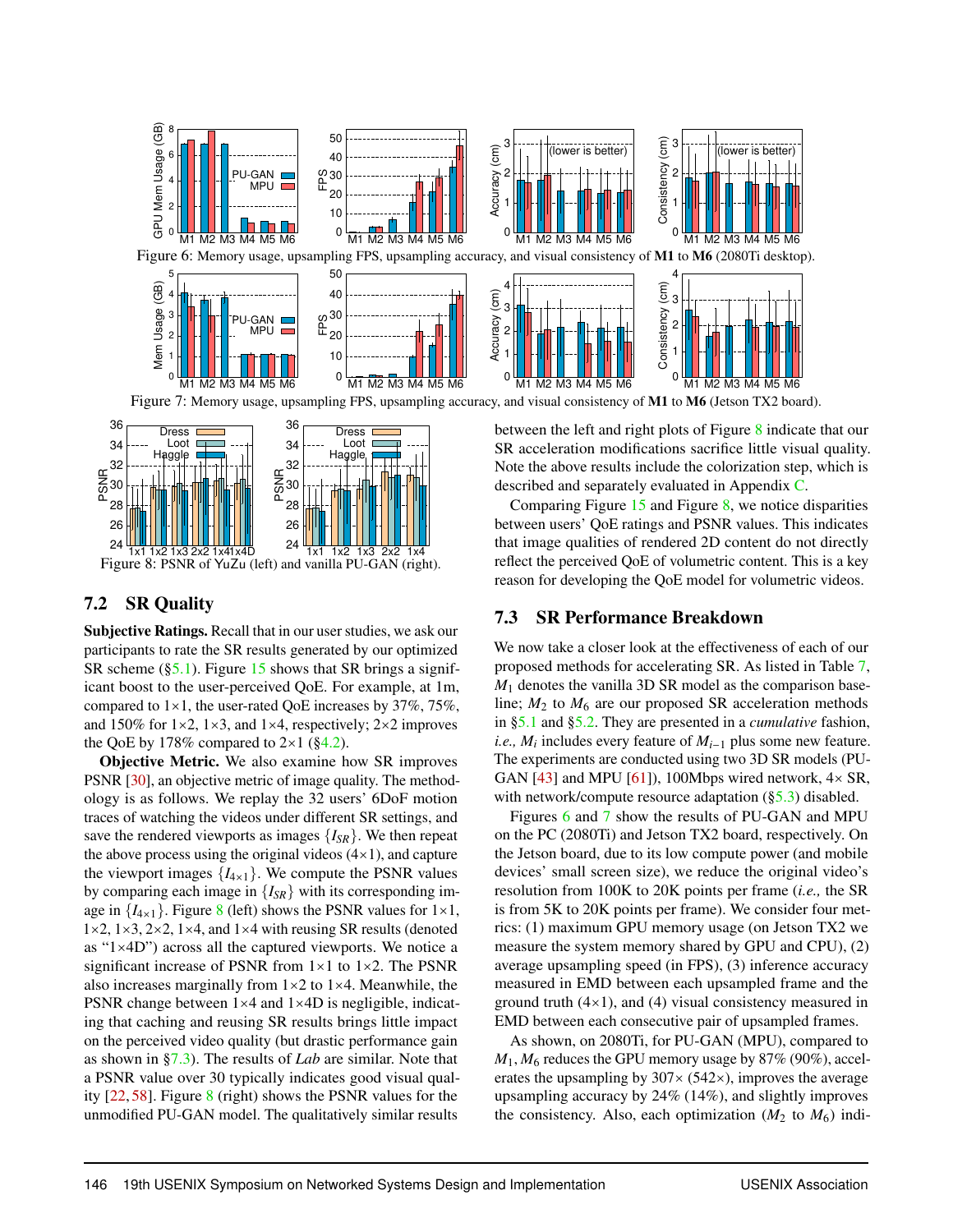Figure 6: Memory usage, upsampling FPS, upsampling accuracy, and visual consistency of **M1** to **M6** (2080Ti desktop).

Figure 7: Memory usage, upsampling FPS, upsampling accuracy, and visual consistency of **M1** to **M6** (Jetson TX2 board).

Figure 8: PSNR of YuZu (left) and vanilla PU-GAN (right).

## 7.2 SR Quality

**Subjective Ratings.** Recall that in our user studies, we ask our participants to rate the SR results generated by our optimized SR scheme (§5.1). Figure 15 shows that SR brings a significant boost to the user-perceived QoE. For example, at 1m, compared to 1×1, the user-rated QoE increases by 37%, 75%, and 150% for 1×2, 1×3, and 1×4, respectively; 2×2 improves the QoE by 178% compared to 2×1 (§4.2).

**Objective Metric.** We also examine how SR improves PSNR [30], an objective metric of image quality. The methodology is as follows. We replay the 32 users' 6DoF motion traces of watching the videos under different SR settings, and save the rendered viewports as images $\{I_{SR}\}$. We then repeat the above process using the original videos (4×1), and capture the viewport images $\{I_{4\times1}\}$. We compute the PSNR values by comparing each image in $\{I_{SR}\}$ with its corresponding image in $\{I_{4\times1}\}$. Figure 8 (left) shows the PSNR values for 1×1, 1×2, 1×3, 2×2, 1×4, and 1×4 with reusing SR results (denoted as "1×4D") across all the captured viewports. We notice a significant increase of PSNR from 1×1 to 1×2. The PSNR also increases marginally from 1×2 to 1×4. Meanwhile, the PSNR change between 1×4 and 1×4D is negligible, indicating that caching and reusing SR results brings little impact on the perceived video quality (but drastic performance gain as shown in §7.3). The results of *Lab* are similar. Note that a PSNR value over 30 typically indicates good visual quality [22, 58]. Figure 8 (right) shows the PSNR values for the unmodified PU-GAN model. The qualitatively similar results between the left and right plots of Figure 8 indicate that our SR acceleration modifications sacrifice little visual quality. Note the above results include the colorization step, which is described and separately evaluated in Appendix C.

Comparing Figure 15 and Figure 8, we notice disparities between users' QoE ratings and PSNR values. This indicates that image qualities of rendered 2D content do not directly reflect the perceived QoE of volumetric content. This is a key reason for developing the QoE model for volumetric videos.

## 7.3 SR Performance Breakdown

We now take a closer look at the effectiveness of each of our proposed methods for accelerating SR. As listed in Table 7, $M_1$ denotes the vanilla 3D SR model as the comparison baseline; $M_2$ to $M_6$ are our proposed SR acceleration methods in §5.1 and §5.2. They are presented in a *cumulative* fashion, *i.e., $M_i$* includes every feature of $M_{i-1}$ plus some new feature. The experiments are conducted using two 3D SR models (PU-GAN [43] and MPU [61]), 100Mbps wired network, 4× SR, with network/compute resource adaptation (§5.3) disabled.

Figures 6 and 7 show the results of PU-GAN and MPU on the PC (2080Ti) and Jetson TX2 board, respectively. On the Jetson board, due to its low compute power (and mobile devices' small screen size), we reduce the original video's resolution from 100K to 20K points per frame (*i.e.,* the SR is from 5K to 20K points per frame). We consider four metrics: (1) maximum GPU memory usage (on Jetson TX2 we measure the system memory shared by GPU and CPU), (2) average upsampling speed (in FPS), (3) inference accuracy measured in EMD between each upsampled frame and the ground truth (4×1), and (4) visual consistency measured in EMD between each consecutive pair of upsampled frames.

As shown, on 2080Ti, for PU-GAN (MPU), compared to $M_1$, $M_6$ reduces the GPU memory usage by 87% (90%), accelerates the upsampling by 307× (542×), improves the average upsampling accuracy by 24% (14%), and slightly improves the consistency. Also, each optimization ($M_2$ to $M_6$) indi-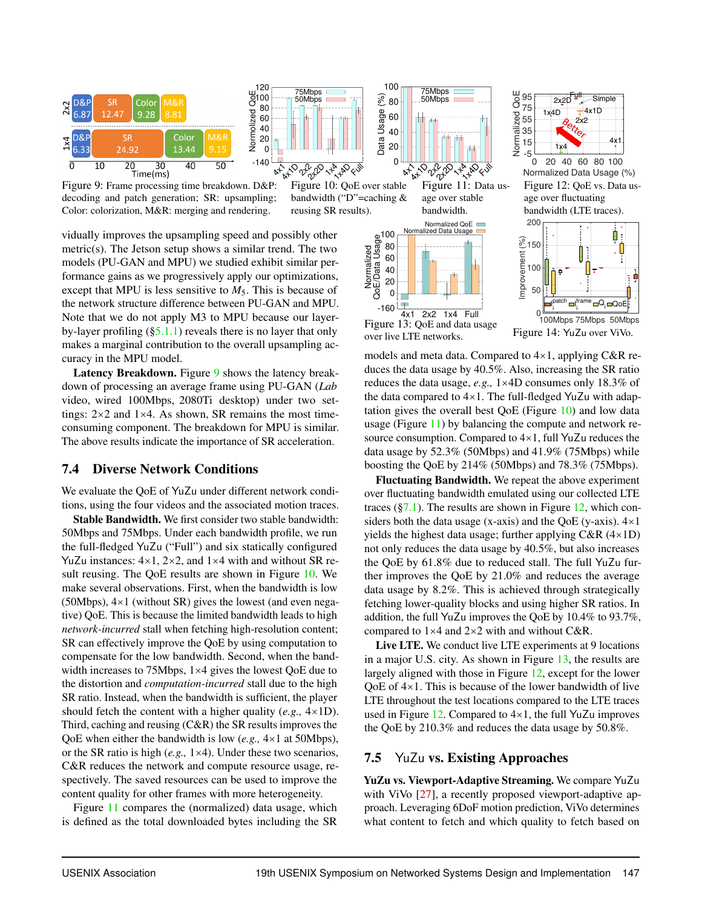Figure 9: Frame processing time breakdown. D&P: decoding and patch generation; SR: upsampling; Color: colorization, M&R: merging and rendering.

Figure 10: QoE over stable bandwidth ("D"=caching & reusing SR results).

Figure 11: Data usage over stable bandwidth.

Figure 12: QoE vs. Data usage over fluctuating bandwidth (LTE traces).

Figure 13: QoE and data usage over live LTE networks.

Figure 14: YuZu over ViVo.

vidually improves the upsampling speed and possibly other metric(s). The Jetson setup shows a similar trend. The two models (PU-GAN and MPU) we studied exhibit similar performance gains as we progressively apply our optimizations, except that MPU is less sensitive to $M_5$. This is because of the network structure difference between PU-GAN and MPU. Note that we do not apply M3 to MPU because our layer-by-layer profiling (§5.1.1) reveals that there is no layer that only makes a marginal contribution to the overall upsampling accuracy in the MPU model.

**Latency Breakdown.** Figure 9 shows the latency breakdown of processing an average frame using PU-GAN (*Lab* video, wired 100Mbps, 2080Ti desktop) under two settings: 2×2 and 1×4. As shown, SR remains the most time-consuming component. The breakdown for MPU is similar. The above results indicate the importance of SR acceleration.

## 7.4 Diverse Network Conditions

We evaluate the QoE of YuZu under different network conditions, using the four videos and the associated motion traces.

**Stable Bandwidth.** We first consider two stable bandwidth: 50Mbps and 75Mbps. Under each bandwidth profile, we run the full-fledged YuZu ("Full") and six statically configured YuZu instances: 4×1, 2×2, and 1×4 with and without SR result reusing. The QoE results are shown in Figure 10. We make several observations. First, when the bandwidth is low (50Mbps), 4×1 (without SR) gives the lowest (and even negative) QoE. This is because the limited bandwidth leads to high *network-incurred* stall when fetching high-resolution content; SR can effectively improve the QoE by using computation to compensate for the low bandwidth. Second, when the bandwidth increases to 75Mbps, 1×4 gives the lowest QoE due to the distortion and *computation-incurred* stall due to the high SR ratio. Instead, when the bandwidth is sufficient, the player should fetch the content with a higher quality (*e.g.,* 4×1D). Third, caching and reusing (C&R) the SR results improves the QoE when either the bandwidth is low (*e.g.,* 4×1 at 50Mbps), or the SR ratio is high (*e.g.,* 1×4). Under these two scenarios, C&R reduces the network and compute resource usage, respectively. The saved resources can be used to improve the content quality for other frames with more heterogeneity.

Figure 11 compares the (normalized) data usage, which is defined as the total downloaded bytes including the SR models and meta data. Compared to 4×1, applying C&R reduces the data usage by 40.5%. Also, increasing the SR ratio reduces the data usage, *e.g.,* 1×4D consumes only 18.3% of the data compared to 4×1. The full-fledged YuZu with adaptation gives the overall best QoE (Figure 10) and low data usage (Figure 11) by balancing the compute and network resource consumption. Compared to 4×1, full YuZu reduces the data usage by 52.3% (50Mbps) and 41.9% (75Mbps) while boosting the QoE by 214% (50Mbps) and 78.3% (75Mbps).

**Fluctuating Bandwidth.** We repeat the above experiment over fluctuating bandwidth emulated using our collected LTE traces (§7.1). The results are shown in Figure 12, which considers both the data usage (x-axis) and the QoE (y-axis). 4×1 yields the highest data usage; further applying C&R (4×1D) not only reduces the data usage by 40.5%, but also increases the QoE by 61.8% due to reduced stall. The full YuZu further improves the QoE by 21.0% and reduces the average data usage by 8.2%. This is achieved through strategically fetching lower-quality blocks and using higher SR ratios. In addition, the full YuZu improves the QoE by 10.4% to 93.7%, compared to 1×4 and 2×2 with and without C&R.

**Live LTE.** We conduct live LTE experiments at 9 locations in a major U.S. city. As shown in Figure 13, the results are largely aligned with those in Figure 12, except for the lower QoE of 4×1. This is because of the lower bandwidth of live LTE throughout the test locations compared to the LTE traces used in Figure 12. Compared to 4×1, the full YuZu improves the QoE by 210.3% and reduces the data usage by 50.8%.

## 7.5 YuZu vs. Existing Approaches

**YuZu vs. Viewport-Adaptive Streaming.** We compare YuZu with ViVo [27], a recently proposed viewport-adaptive approach. Leveraging 6DoF motion prediction, ViVo determines what content to fetch and which quality to fetch based on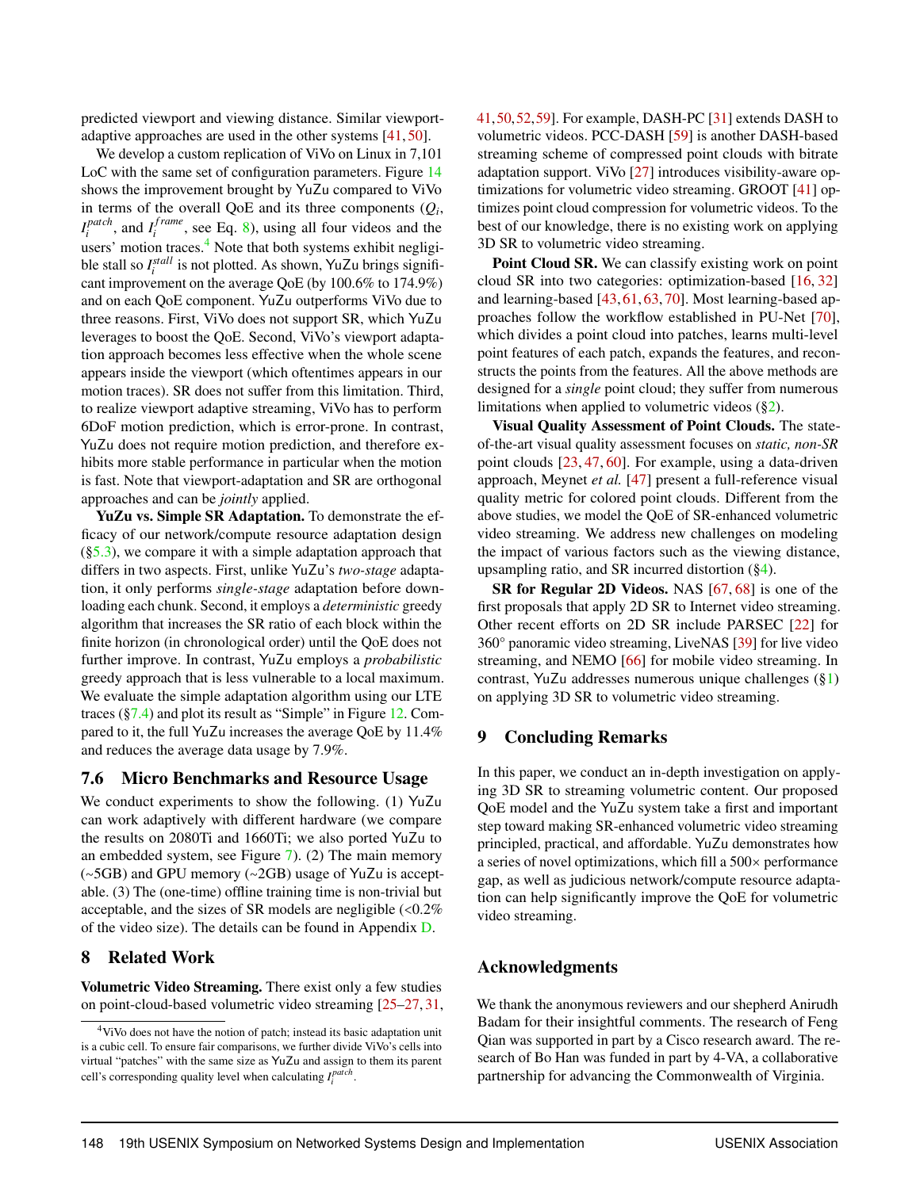predicted viewport and viewing distance. Similar viewport-adaptive approaches are used in the other systems [41, 50].

We develop a custom replication of ViVo on Linux in 7,101 LoC with the same set of configuration parameters. Figure 14 shows the improvement brought by YuZu compared to ViVo in terms of the overall QoE and its three components ($Q_i$, $I_i^{patch}$, and $I_i^{frame}$, see Eq. 8), using all four videos and the users' motion traces.[4] Note that both systems exhibit negligible stall so $I_i^{stall}$ is not plotted. As shown, YuZu brings significant improvement on the average QoE (by 100.6% to 174.9%) and on each QoE component. YuZu outperforms ViVo due to three reasons. First, ViVo does not support SR, which YuZu leverages to boost the QoE. Second, ViVo's viewport adaptation approach becomes less effective when the whole scene appears inside the viewport (which oftentimes appears in our motion traces). SR does not suffer from this limitation. Third, to realize viewport adaptive streaming, ViVo has to perform 6DoF motion prediction, which is error-prone. In contrast, YuZu does not require motion prediction, and therefore exhibits more stable performance in particular when the motion is fast. Note that viewport-adaptation and SR are orthogonal approaches and can be *jointly* applied.

**YuZu vs. Simple SR Adaptation.** To demonstrate the efficacy of our network/compute resource adaptation design (§5.3), we compare it with a simple adaptation approach that differs in two aspects. First, unlike YuZu's *two-stage* adaptation, it only performs *single-stage* adaptation before downloading each chunk. Second, it employs a *deterministic* greedy algorithm that increases the SR ratio of each block within the finite horizon (in chronological order) until the QoE does not further improve. In contrast, YuZu employs a *probabilistic* greedy approach that is less vulnerable to a local maximum. We evaluate the simple adaptation algorithm using our LTE traces (§7.4) and plot its result as "Simple" in Figure 12. Compared to it, the full YuZu increases the average QoE by 11.4% and reduces the average data usage by 7.9%.

## 7.6 Micro Benchmarks and Resource Usage

We conduct experiments to show the following. (1) YuZu can work adaptively with different hardware (we compare the results on 2080Ti and 1660Ti; we also ported YuZu to an embedded system, see Figure 7). (2) The main memory (~5GB) and GPU memory (~2GB) usage of YuZu is acceptable. (3) The (one-time) offline training time is non-trivial but acceptable, and the sizes of SR models are negligible (<0.2% of the video size). The details can be found in Appendix D.

# 8 Related Work

**Volumetric Video Streaming.** There exist only a few studies on point-cloud-based volumetric video streaming [25–27, 31, 41, 50, 52, 59]. For example, DASH-PC [31] extends DASH to volumetric videos. PCC-DASH [59] is another DASH-based streaming scheme of compressed point clouds with bitrate adaptation support. ViVo [27] introduces visibility-aware optimizations for volumetric video streaming. GROOT [41] optimizes point cloud compression for volumetric videos. To the best of our knowledge, there is no existing work on applying 3D SR to volumetric video streaming.

**Point Cloud SR.** We can classify existing work on point cloud SR into two categories: optimization-based [16, 32] and learning-based [43, 61, 63, 70]. Most learning-based approaches follow the workflow established in PU-Net [70], which divides a point cloud into patches, learns multi-level point features of each patch, expands the features, and reconstructs the points from the features. All the above methods are designed for a *single* point cloud; they suffer from numerous limitations when applied to volumetric videos (§2).

**Visual Quality Assessment of Point Clouds.** The state-of-the-art visual quality assessment focuses on *static, non-SR* point clouds [23, 47, 60]. For example, using a data-driven approach, Meynet *et al.* [47] present a full-reference visual quality metric for colored point clouds. Different from the above studies, we model the QoE of SR-enhanced volumetric video streaming. We address new challenges on modeling the impact of various factors such as the viewing distance, upsampling ratio, and SR incurred distortion (§4).

**SR for Regular 2D Videos.** NAS [67, 68] is one of the first proposals that apply 2D SR to Internet video streaming. Other recent efforts on 2D SR include PARSEC [22] for 360° panoramic video streaming, LiveNAS [39] for live video streaming, and NEMO [66] for mobile video streaming. In contrast, YuZu addresses numerous unique challenges (§1) on applying 3D SR to volumetric video streaming.

# 9 Concluding Remarks

In this paper, we conduct an in-depth investigation on applying 3D SR to streaming volumetric content. Our proposed QoE model and the YuZu system take a first and important step toward making SR-enhanced volumetric video streaming principled, practical, and affordable. YuZu demonstrates how a series of novel optimizations, which fill a 500× performance gap, as well as judicious network/compute resource adaptation can help significantly improve the QoE for volumetric video streaming.

# Acknowledgments

We thank the anonymous reviewers and our shepherd Anirudh Badam for their insightful comments. The research of Feng Qian was supported in part by a Cisco research award. The research of Bo Han was funded in part by 4-VA, a collaborative partnership for advancing the Commonwealth of Virginia.

---

[4] ViVo does not have the notion of patch; instead its basic adaptation unit is a cubic cell. To ensure fair comparisons, we further divide ViVo's cells into virtual "patches" with the same size as YuZu and assign to them its parent cell's corresponding quality level when calculating $I_i^{patch}$.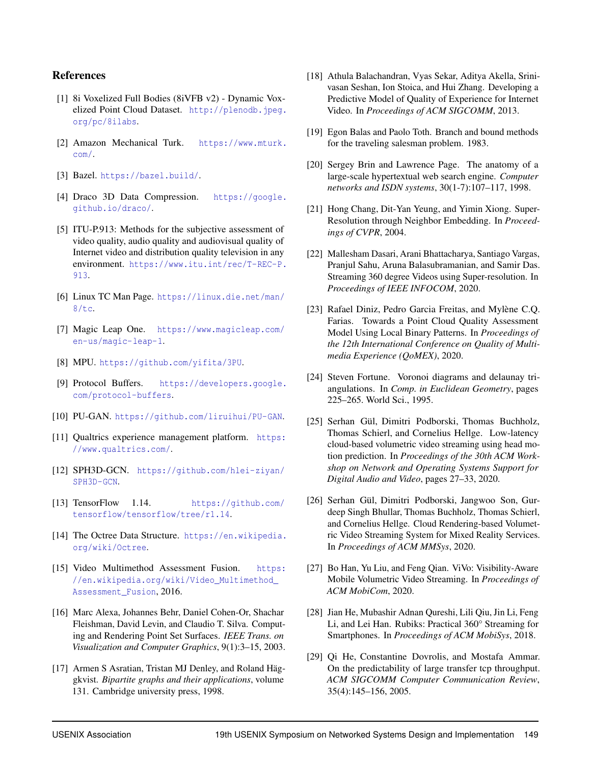## References

[1] 8i Voxelized Full Bodies (8iVFB v2) - Dynamic Voxelized Point Cloud Dataset. http://plenodb.jpeg.org/pc/8ilabs.

[2] Amazon Mechanical Turk. https://www.mturk.com/.

[3] Bazel. https://bazel.build/.

[4] Draco 3D Data Compression. https://google.github.io/draco/.

[5] ITU-P.913: Methods for the subjective assessment of video quality, audio quality and audiovisual quality of Internet video and distribution quality television in any environment. https://www.itu.int/rec/T-REC-P.913.

[6] Linux TC Man Page. https://linux.die.net/man/8/tc.

[7] Magic Leap One. https://www.magicleap.com/en-us/magic-leap-1.

[8] MPU. https://github.com/yifita/3PU.

[9] Protocol Buffers. https://developers.google.com/protocol-buffers.

[10] PU-GAN. https://github.com/liruihui/PU-GAN.

[11] Qualtrics experience management platform. https://www.qualtrics.com/.

[12] SPH3D-GCN. https://github.com/hlei-ziyan/SPH3D-GCN.

[13] TensorFlow 1.14. https://github.com/tensorflow/tensorflow/tree/r1.14.

[14] The Octree Data Structure. https://en.wikipedia.org/wiki/Octree.

[15] Video Multimethod Assessment Fusion. https://en.wikipedia.org/wiki/Video_Multimethod_Assessment_Fusion, 2016.

[16] Marc Alexa, Johannes Behr, Daniel Cohen-Or, Shachar Fleishman, David Levin, and Claudio T. Silva. Computing and Rendering Point Set Surfaces. *IEEE Trans. on Visualization and Computer Graphics*, 9(1):3–15, 2003.

[17] Armen S Asratian, Tristan MJ Denley, and Roland Häggkvist. *Bipartite graphs and their applications*, volume 131. Cambridge university press, 1998.

[18] Athula Balachandran, Vyas Sekar, Aditya Akella, Srinivasan Seshan, Ion Stoica, and Hui Zhang. Developing a Predictive Model of Quality of Experience for Internet Video. In *Proceedings of ACM SIGCOMM*, 2013.

[19] Egon Balas and Paolo Toth. Branch and bound methods for the traveling salesman problem. 1983.

[20] Sergey Brin and Lawrence Page. The anatomy of a large-scale hypertextual web search engine. *Computer networks and ISDN systems*, 30(1-7):107–117, 1998.

[21] Hong Chang, Dit-Yan Yeung, and Yimin Xiong. Super-Resolution through Neighbor Embedding. In *Proceedings of CVPR*, 2004.

[22] Mallesham Dasari, Arani Bhattacharya, Santiago Vargas, Pranjul Sahu, Aruna Balasubramanian, and Samir Das. Streaming 360 degree Videos using Super-resolution. In *Proceedings of IEEE INFOCOM*, 2020.

[23] Rafael Diniz, Pedro Garcia Freitas, and Mylène C.Q. Farias. Towards a Point Cloud Quality Assessment Model Using Local Binary Patterns. In *Proceedings of the 12th International Conference on Quality of Multimedia Experience (QoMEX)*, 2020.

[24] Steven Fortune. Voronoi diagrams and delaunay triangulations. In *Comp. in Euclidean Geometry*, pages 225–265. World Sci., 1995.

[25] Serhan Gül, Dimitri Podborski, Thomas Buchholz, Thomas Schierl, and Cornelius Hellge. Low-latency cloud-based volumetric video streaming using head motion prediction. In *Proceedings of the 30th ACM Workshop on Network and Operating Systems Support for Digital Audio and Video*, pages 27–33, 2020.

[26] Serhan Gül, Dimitri Podborski, Jangwoo Son, Gurdeep Singh Bhullar, Thomas Buchholz, Thomas Schierl, and Cornelius Hellge. Cloud Rendering-based Volumetric Video Streaming System for Mixed Reality Services. In *Proceedings of ACM MMSys*, 2020.

[27] Bo Han, Yu Liu, and Feng Qian. ViVo: Visibility-Aware Mobile Volumetric Video Streaming. In *Proceedings of ACM MobiCom*, 2020.

[28] Jian He, Mubashir Adnan Qureshi, Lili Qiu, Jin Li, Feng Li, and Lei Han. Rubiks: Practical 360° Streaming for Smartphones. In *Proceedings of ACM MobiSys*, 2018.

[29] Qi He, Constantine Dovrolis, and Mostafa Ammar. On the predictability of large transfer tcp throughput. *ACM SIGCOMM Computer Communication Review*, 35(4):145–156, 2005.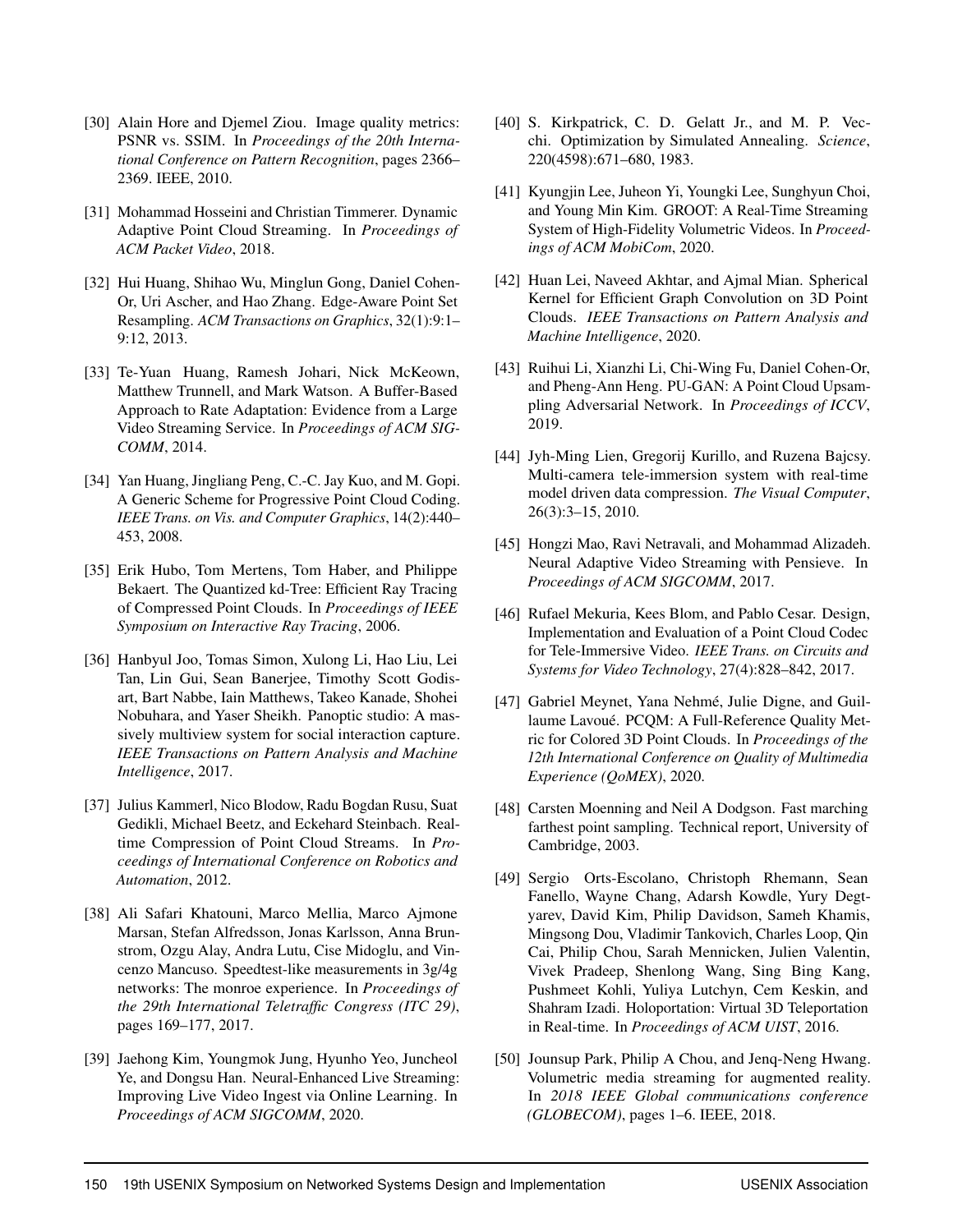[30] Alain Hore and Djemel Ziou. Image quality metrics: PSNR vs. SSIM. In *Proceedings of the 20th International Conference on Pattern Recognition*, pages 2366–2369. IEEE, 2010.

[31] Mohammad Hosseini and Christian Timmerer. Dynamic Adaptive Point Cloud Streaming. In *Proceedings of ACM Packet Video*, 2018.

[32] Hui Huang, Shihao Wu, Minglun Gong, Daniel Cohen-Or, Uri Ascher, and Hao Zhang. Edge-Aware Point Set Resampling. *ACM Transactions on Graphics*, 32(1):9:1–9:12, 2013.

[33] Te-Yuan Huang, Ramesh Johari, Nick McKeown, Matthew Trunnell, and Mark Watson. A Buffer-Based Approach to Rate Adaptation: Evidence from a Large Video Streaming Service. In *Proceedings of ACM SIGCOMM*, 2014.

[34] Yan Huang, Jingliang Peng, C.-C. Jay Kuo, and M. Gopi. A Generic Scheme for Progressive Point Cloud Coding. *IEEE Trans. on Vis. and Computer Graphics*, 14(2):440–453, 2008.

[35] Erik Hubo, Tom Mertens, Tom Haber, and Philippe Bekaert. The Quantized kd-Tree: Efficient Ray Tracing of Compressed Point Clouds. In *Proceedings of IEEE Symposium on Interactive Ray Tracing*, 2006.

[36] Hanbyul Joo, Tomas Simon, Xulong Li, Hao Liu, Lei Tan, Lin Gui, Sean Banerjee, Timothy Scott Godisart, Bart Nabbe, Iain Matthews, Takeo Kanade, Shohei Nobuhara, and Yaser Sheikh. Panoptic studio: A massively multiview system for social interaction capture. *IEEE Transactions on Pattern Analysis and Machine Intelligence*, 2017.

[37] Julius Kammerl, Nico Blodow, Radu Bogdan Rusu, Suat Gedikli, Michael Beetz, and Eckehard Steinbach. Real-time Compression of Point Cloud Streams. In *Proceedings of International Conference on Robotics and Automation*, 2012.

[38] Ali Safari Khatouni, Marco Mellia, Marco Ajmone Marsan, Stefan Alfredsson, Jonas Karlsson, Anna Brunstrom, Ozgu Alay, Andra Lutu, Cise Midoglu, and Vincenzo Mancuso. Speedtest-like measurements in 3g/4g networks: The monroe experience. In *Proceedings of the 29th International Teletraffic Congress (ITC 29)*, pages 169–177, 2017.

[39] Jaehong Kim, Youngmok Jung, Hyunho Yeo, Juncheol Ye, and Dongsu Han. Neural-Enhanced Live Streaming: Improving Live Video Ingest via Online Learning. In *Proceedings of ACM SIGCOMM*, 2020.

[40] S. Kirkpatrick, C. D. Gelatt Jr., and M. P. Vecchi. Optimization by Simulated Annealing. *Science*, 220(4598):671–680, 1983.

[41] Kyungjin Lee, Juheon Yi, Youngki Lee, Sunghyun Choi, and Young Min Kim. GROOT: A Real-Time Streaming System of High-Fidelity Volumetric Videos. In *Proceedings of ACM MobiCom*, 2020.

[42] Huan Lei, Naveed Akhtar, and Ajmal Mian. Spherical Kernel for Efficient Graph Convolution on 3D Point Clouds. *IEEE Transactions on Pattern Analysis and Machine Intelligence*, 2020.

[43] Ruihui Li, Xianzhi Li, Chi-Wing Fu, Daniel Cohen-Or, and Pheng-Ann Heng. PU-GAN: A Point Cloud Upsampling Adversarial Network. In *Proceedings of ICCV*, 2019.

[44] Jyh-Ming Lien, Gregorij Kurillo, and Ruzena Bajcsy. Multi-camera tele-immersion system with real-time model driven data compression. *The Visual Computer*, 26(3):3–15, 2010.

[45] Hongzi Mao, Ravi Netravali, and Mohammad Alizadeh. Neural Adaptive Video Streaming with Pensieve. In *Proceedings of ACM SIGCOMM*, 2017.

[46] Rufael Mekuria, Kees Blom, and Pablo Cesar. Design, Implementation and Evaluation of a Point Cloud Codec for Tele-Immersive Video. *IEEE Trans. on Circuits and Systems for Video Technology*, 27(4):828–842, 2017.

[47] Gabriel Meynet, Yana Nehmé, Julie Digne, and Guillaume Lavoué. PCQM: A Full-Reference Quality Metric for Colored 3D Point Clouds. In *Proceedings of the 12th International Conference on Quality of Multimedia Experience (QoMEX)*, 2020.

[48] Carsten Moenning and Neil A Dodgson. Fast marching farthest point sampling. Technical report, University of Cambridge, 2003.

[49] Sergio Orts-Escolano, Christoph Rhemann, Sean Fanello, Wayne Chang, Adarsh Kowdle, Yury Degtyarev, David Kim, Philip Davidson, Sameh Khamis, Mingsong Dou, Vladimir Tankovich, Charles Loop, Qin Cai, Philip Chou, Sarah Mennicken, Julien Valentin, Vivek Pradeep, Shenlong Wang, Sing Bing Kang, Pushmeet Kohli, Yuliya Lutchyn, Cem Keskin, and Shahram Izadi. Holoportation: Virtual 3D Teleportation in Real-time. In *Proceedings of ACM UIST*, 2016.

[50] Jounsup Park, Philip A Chou, and Jenq-Neng Hwang. Volumetric media streaming for augmented reality. In *2018 IEEE Global communications conference (GLOBECOM)*, pages 1–6. IEEE, 2018.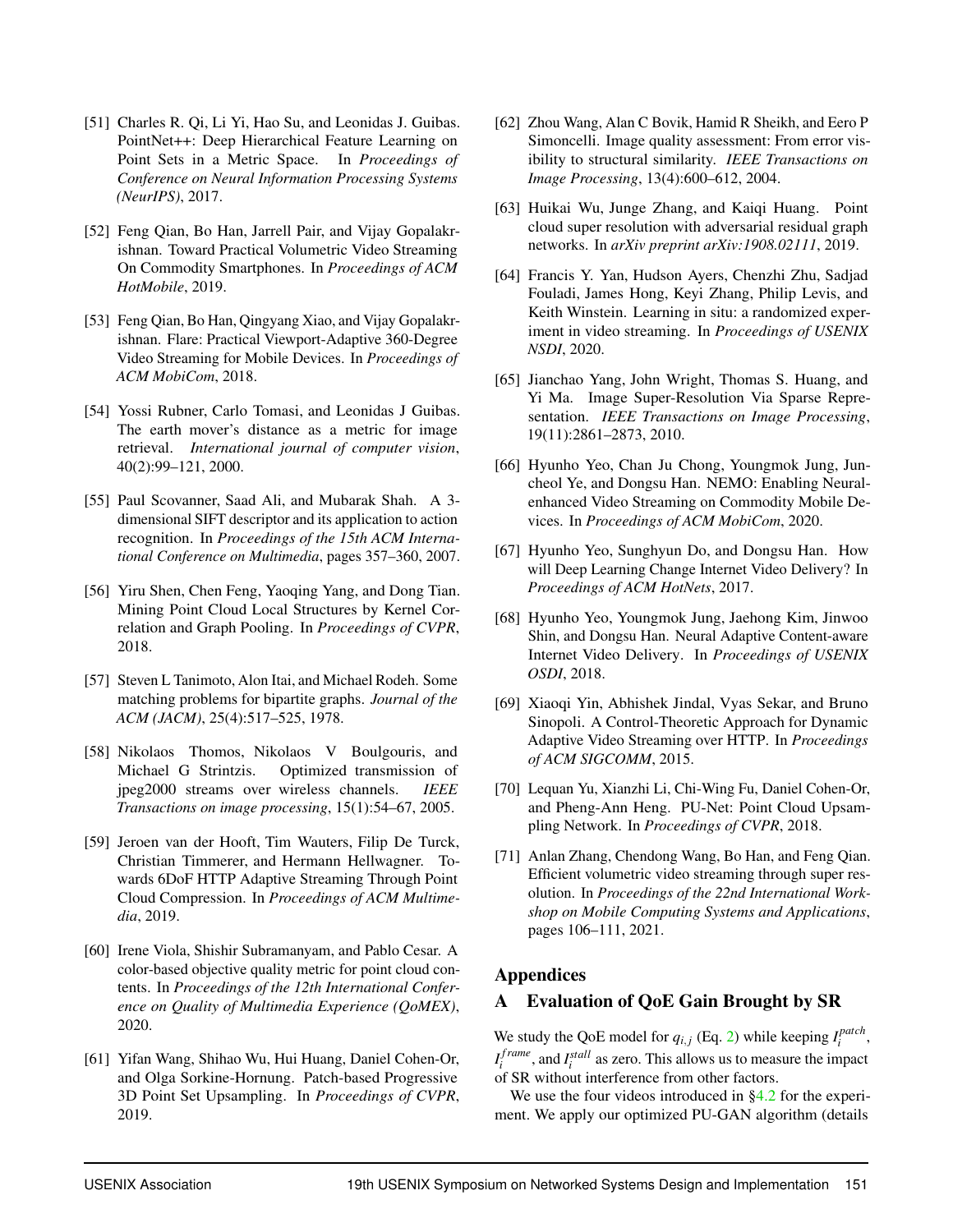[51] Charles R. Qi, Li Yi, Hao Su, and Leonidas J. Guibas. PointNet++: Deep Hierarchical Feature Learning on Point Sets in a Metric Space. In *Proceedings of Conference on Neural Information Processing Systems (NeurIPS)*, 2017.

[52] Feng Qian, Bo Han, Jarrell Pair, and Vijay Gopalakrishnan. Toward Practical Volumetric Video Streaming On Commodity Smartphones. In *Proceedings of ACM HotMobile*, 2019.

[53] Feng Qian, Bo Han, Qingyang Xiao, and Vijay Gopalakrishnan. Flare: Practical Viewport-Adaptive 360-Degree Video Streaming for Mobile Devices. In *Proceedings of ACM MobiCom*, 2018.

[54] Yossi Rubner, Carlo Tomasi, and Leonidas J Guibas. The earth mover's distance as a metric for image retrieval. *International journal of computer vision*, 40(2):99–121, 2000.

[55] Paul Scovanner, Saad Ali, and Mubarak Shah. A 3-dimensional SIFT descriptor and its application to action recognition. In *Proceedings of the 15th ACM International Conference on Multimedia*, pages 357–360, 2007.

[56] Yiru Shen, Chen Feng, Yaoqing Yang, and Dong Tian. Mining Point Cloud Local Structures by Kernel Correlation and Graph Pooling. In *Proceedings of CVPR*, 2018.

[57] Steven L Tanimoto, Alon Itai, and Michael Rodeh. Some matching problems for bipartite graphs. *Journal of the ACM (JACM)*, 25(4):517–525, 1978.

[58] Nikolaos Thomos, Nikolaos V Boulgouris, and Michael G Strintzis. Optimized transmission of jpeg2000 streams over wireless channels. *IEEE Transactions on image processing*, 15(1):54–67, 2005.

[59] Jeroen van der Hooft, Tim Wauters, Filip De Turck, Christian Timmerer, and Hermann Hellwagner. Towards 6DoF HTTP Adaptive Streaming Through Point Cloud Compression. In *Proceedings of ACM Multimedia*, 2019.

[60] Irene Viola, Shishir Subramanyam, and Pablo Cesar. A color-based objective quality metric for point cloud contents. In *Proceedings of the 12th International Conference on Quality of Multimedia Experience (QoMEX)*, 2020.

[61] Yifan Wang, Shihao Wu, Hui Huang, Daniel Cohen-Or, and Olga Sorkine-Hornung. Patch-based Progressive 3D Point Set Upsampling. In *Proceedings of CVPR*, 2019.

[62] Zhou Wang, Alan C Bovik, Hamid R Sheikh, and Eero P Simoncelli. Image quality assessment: From error visibility to structural similarity. *IEEE Transactions on Image Processing*, 13(4):600–612, 2004.

[63] Huikai Wu, Junge Zhang, and Kaiqi Huang. Point cloud super resolution with adversarial residual graph networks. In *arXiv preprint arXiv:1908.02111*, 2019.

[64] Francis Y. Yan, Hudson Ayers, Chenzhi Zhu, Sadjad Fouladi, James Hong, Keyi Zhang, Philip Levis, and Keith Winstein. Learning in situ: a randomized experiment in video streaming. In *Proceedings of USENIX NSDI*, 2020.

[65] Jianchao Yang, John Wright, Thomas S. Huang, and Yi Ma. Image Super-Resolution Via Sparse Representation. *IEEE Transactions on Image Processing*, 19(11):2861–2873, 2010.

[66] Hyunho Yeo, Chan Ju Chong, Youngmok Jung, Juncheol Ye, and Dongsu Han. NEMO: Enabling Neural-enhanced Video Streaming on Commodity Mobile Devices. In *Proceedings of ACM MobiCom*, 2020.

[67] Hyunho Yeo, Sunghyun Do, and Dongsu Han. How will Deep Learning Change Internet Video Delivery? In *Proceedings of ACM HotNets*, 2017.

[68] Hyunho Yeo, Youngmok Jung, Jaehong Kim, Jinwoo Shin, and Dongsu Han. Neural Adaptive Content-aware Internet Video Delivery. In *Proceedings of USENIX OSDI*, 2018.

[69] Xiaoqi Yin, Abhishek Jindal, Vyas Sekar, and Bruno Sinopoli. A Control-Theoretic Approach for Dynamic Adaptive Video Streaming over HTTP. In *Proceedings of ACM SIGCOMM*, 2015.

[70] Lequan Yu, Xianzhi Li, Chi-Wing Fu, Daniel Cohen-Or, and Pheng-Ann Heng. PU-Net: Point Cloud Upsampling Network. In *Proceedings of CVPR*, 2018.

[71] Anlan Zhang, Chendong Wang, Bo Han, and Feng Qian. Efficient volumetric video streaming through super resolution. In *Proceedings of the 22nd International Workshop on Mobile Computing Systems and Applications*, pages 106–111, 2021.

# Appendices

## A Evaluation of QoE Gain Brought by SR

We study the QoE model for $q_{i,j}$ (Eq. 2) while keeping $I_i^{patch}$, $I_i^{frame}$, and $I_i^{stall}$ as zero. This allows us to measure the impact of SR without interference from other factors.

We use the four videos introduced in §4.2 for the experiment. We apply our optimized PU-GAN algorithm (details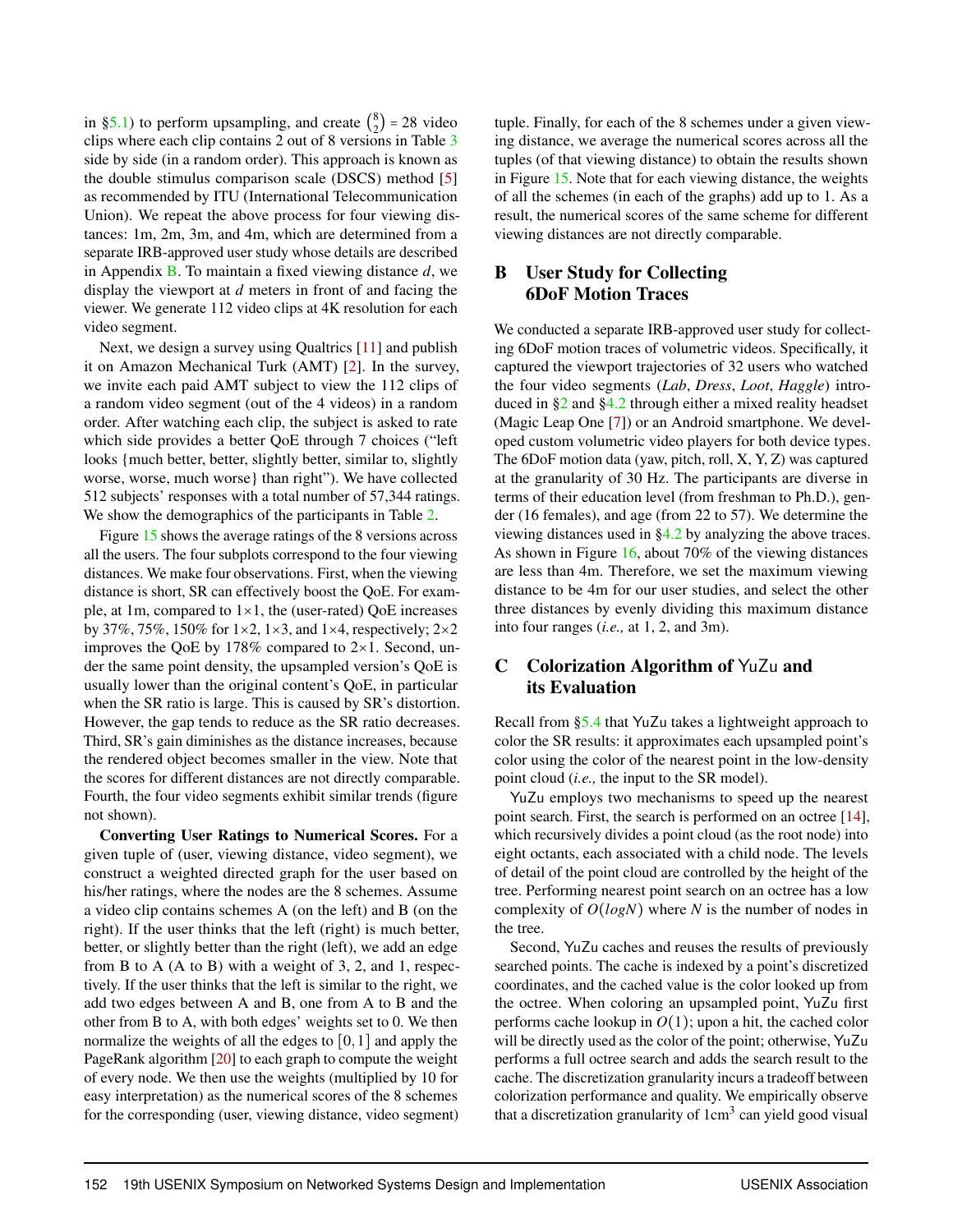in §5.1) to perform upsampling, and create $\binom{8}{2} = 28$ video clips where each clip contains 2 out of 8 versions in Table 3 side by side (in a random order). This approach is known as the double stimulus comparison scale (DSCS) method [5] as recommended by ITU (International Telecommunication Union). We repeat the above process for four viewing distances: 1m, 2m, 3m, and 4m, which are determined from a separate IRB-approved user study whose details are described in Appendix B. To maintain a fixed viewing distance $d$, we display the viewport at $d$ meters in front of and facing the viewer. We generate 112 video clips at 4K resolution for each video segment.

Next, we design a survey using Qualtrics [11] and publish it on Amazon Mechanical Turk (AMT) [2]. In the survey, we invite each paid AMT subject to view the 112 clips of a random video segment (out of the 4 videos) in a random order. After watching each clip, the subject is asked to rate which side provides a better QoE through 7 choices ("left looks {much better, better, slightly better, similar to, slightly worse, worse, much worse} than right"). We have collected 512 subjects' responses with a total number of 57,344 ratings. We show the demographics of the participants in Table 2.

Figure 15 shows the average ratings of the 8 versions across all the users. The four subplots correspond to the four viewing distances. We make four observations. First, when the viewing distance is short, SR can effectively boost the QoE. For example, at 1m, compared to 1×1, the (user-rated) QoE increases by 37%, 75%, 150% for 1×2, 1×3, and 1×4, respectively; 2×2 improves the QoE by 178% compared to 2×1. Second, under the same point density, the upsampled version's QoE is usually lower than the original content's QoE, in particular when the SR ratio is large. This is caused by SR's distortion. However, the gap tends to reduce as the SR ratio decreases. Third, SR's gain diminishes as the distance increases, because the rendered object becomes smaller in the view. Note that the scores for different distances are not directly comparable. Fourth, the four video segments exhibit similar trends (figure not shown).

**Converting User Ratings to Numerical Scores.** For a given tuple of (user, viewing distance, video segment), we construct a weighted directed graph for the user based on his/her ratings, where the nodes are the 8 schemes. Assume a video clip contains schemes A (on the left) and B (on the right). If the user thinks that the left (right) is much better, better, or slightly better than the right (left), we add an edge from B to A (A to B) with a weight of 3, 2, and 1, respectively. If the user thinks that the left is similar to the right, we add two edges between A and B, one from A to B and the other from B to A, with both edges' weights set to 0. We then normalize the weights of all the edges to $[0,1]$ and apply the PageRank algorithm [20] to each graph to compute the weight of every node. We then use the weights (multiplied by 10 for easy interpretation) as the numerical scores of the 8 schemes for the corresponding (user, viewing distance, video segment) tuple. Finally, for each of the 8 schemes under a given viewing distance, we average the numerical scores across all the tuples (of that viewing distance) to obtain the results shown in Figure 15. Note that for each viewing distance, the weights of all the schemes (in each of the graphs) add up to 1. As a result, the numerical scores of the same scheme for different viewing distances are not directly comparable.

# B User Study for Collecting 6DoF Motion Traces

We conducted a separate IRB-approved user study for collecting 6DoF motion traces of volumetric videos. Specifically, it captured the viewport trajectories of 32 users who watched the four video segments (*Lab*, *Dress*, *Loot*, *Haggle*) introduced in §2 and §4.2 through either a mixed reality headset (Magic Leap One [7]) or an Android smartphone. We developed custom volumetric video players for both device types. The 6DoF motion data (yaw, pitch, roll, X, Y, Z) was captured at the granularity of 30 Hz. The participants are diverse in terms of their education level (from freshman to Ph.D.), gender (16 females), and age (from 22 to 57). We determine the viewing distances used in §4.2 by analyzing the above traces. As shown in Figure 16, about 70% of the viewing distances are less than 4m. Therefore, we set the maximum viewing distance to be 4m for our user studies, and select the other three distances by evenly dividing this maximum distance into four ranges (*i.e.,* at 1, 2, and 3m).

# C Colorization Algorithm of YuZu and its Evaluation

Recall from §5.4 that YuZu takes a lightweight approach to color the SR results: it approximates each upsampled point's color using the color of the nearest point in the low-density point cloud (*i.e.,* the input to the SR model).

YuZu employs two mechanisms to speed up the nearest point search. First, the search is performed on an octree [14], which recursively divides a point cloud (as the root node) into eight octants, each associated with a child node. The levels of detail of the point cloud are controlled by the height of the tree. Performing nearest point search on an octree has a low complexity of $O(logN)$ where $N$ is the number of nodes in the tree.

Second, YuZu caches and reuses the results of previously searched points. The cache is indexed by a point's discretized coordinates, and the cached value is the color looked up from the octree. When coloring an upsampled point, YuZu first performs cache lookup in $O(1)$; upon a hit, the cached color will be directly used as the color of the point; otherwise, YuZu performs a full octree search and adds the search result to the cache. The discretization granularity incurs a tradeoff between colorization performance and quality. We empirically observe that a discretization granularity of 1cm$^3$ can yield good visual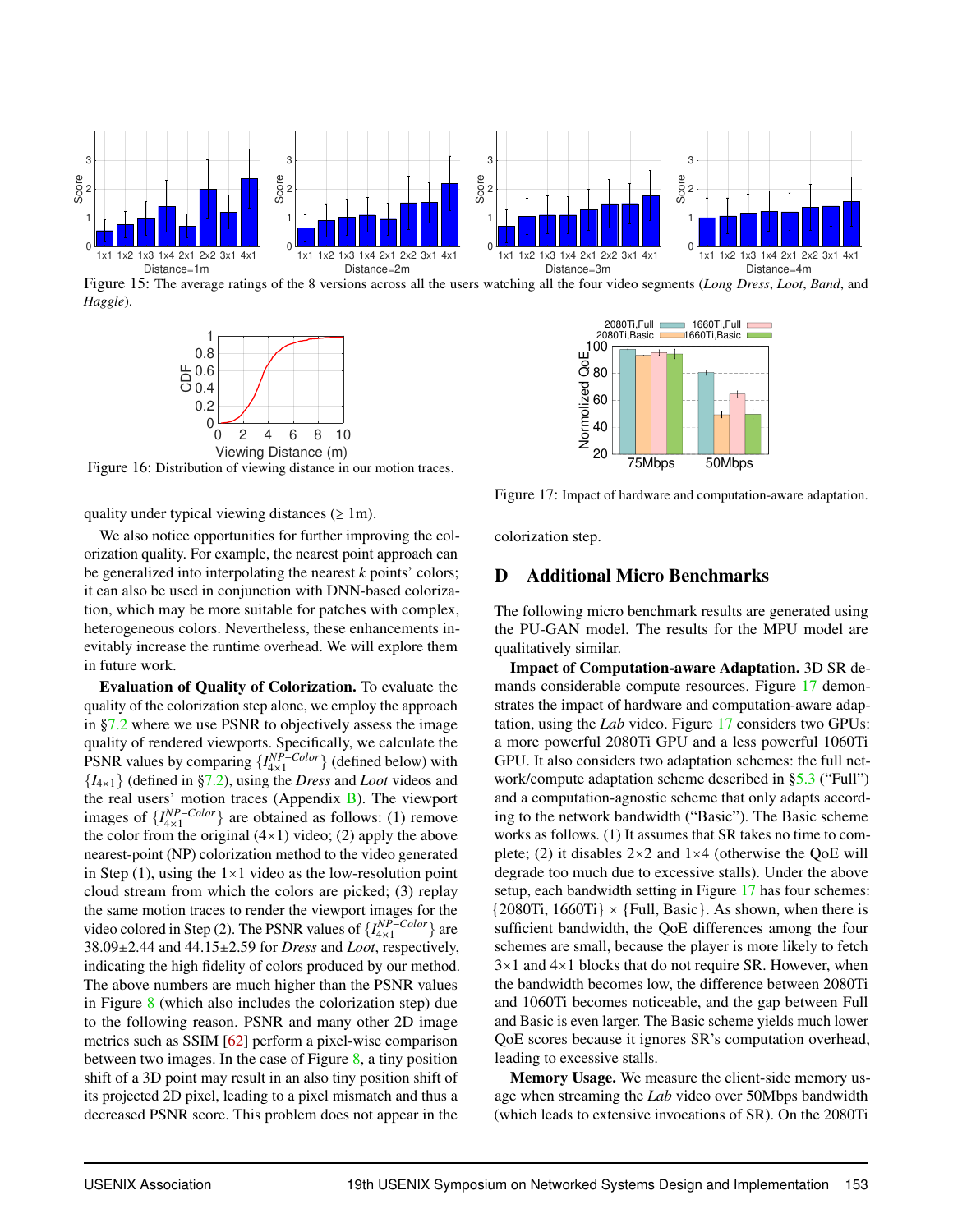Figure 15: The average ratings of the 8 versions across all the users watching all the four video segments (*Long Dress*, *Loot*, *Band*, and *Haggle*).

Figure 16: Distribution of viewing distance in our motion traces.

Figure 17: Impact of hardware and computation-aware adaptation.

quality under typical viewing distances (≥ 1m).

We also notice opportunities for further improving the colorization quality. For example, the nearest point approach can be generalized into interpolating the nearest *k* points' colors; it can also be used in conjunction with DNN-based colorization, which may be more suitable for patches with complex, heterogeneous colors. Nevertheless, these enhancements inevitably increase the runtime overhead. We will explore them in future work.

**Evaluation of Quality of Colorization.** To evaluate the quality of the colorization step alone, we employ the approach in §7.2 where we use PSNR to objectively assess the image quality of rendered viewports. Specifically, we calculate the PSNR values by comparing $\{I_{4\times1}^{NP-Color}\}$ (defined below) with $\{I_{4\times1}\}$ (defined in §7.2), using the *Dress* and *Loot* videos and the real users' motion traces (Appendix B). The viewport images of $\{I_{4\times1}^{NP-Color}\}$ are obtained as follows: (1) remove the color from the original (4×1) video; (2) apply the above nearest-point (NP) colorization method to the video generated in Step (1), using the 1×1 video as the low-resolution point cloud stream from which the colors are picked; (3) replay the same motion traces to render the viewport images for the video colored in Step (2). The PSNR values of $\{I_{4\times1}^{NP-Color}\}$ are 38.09±2.44 and 44.15±2.59 for *Dress* and *Loot*, respectively, indicating the high fidelity of colors produced by our method. The above numbers are much higher than the PSNR values in Figure 8 (which also includes the colorization step) due to the following reason. PSNR and many other 2D image metrics such as SSIM [62] perform a pixel-wise comparison between two images. In the case of Figure 8, a tiny position shift of a 3D point may result in an also tiny position shift of its projected 2D pixel, leading to a pixel mismatch and thus a decreased PSNR score. This problem does not appear in the colorization step.

## D Additional Micro Benchmarks

The following micro benchmark results are generated using the PU-GAN model. The results for the MPU model are qualitatively similar.

**Impact of Computation-aware Adaptation.** 3D SR demands considerable compute resources. Figure 17 demonstrates the impact of hardware and computation-aware adaptation, using the *Lab* video. Figure 17 considers two GPUs: a more powerful 2080Ti GPU and a less powerful 1060Ti GPU. It also considers two adaptation schemes: the full network/compute adaptation scheme described in §5.3 ("Full") and a computation-agnostic scheme that only adapts according to the network bandwidth ("Basic"). The Basic scheme works as follows. (1) It assumes that SR takes no time to complete; (2) it disables 2×2 and 1×4 (otherwise the QoE will degrade too much due to excessive stalls). Under the above setup, each bandwidth setting in Figure 17 has four schemes: {2080Ti, 1660Ti} × {Full, Basic}. As shown, when there is sufficient bandwidth, the QoE differences among the four schemes are small, because the player is more likely to fetch 3×1 and 4×1 blocks that do not require SR. However, when the bandwidth becomes low, the difference between 2080Ti and 1060Ti becomes noticeable, and the gap between Full and Basic is even larger. The Basic scheme yields much lower QoE scores because it ignores SR's computation overhead, leading to excessive stalls.

**Memory Usage.** We measure the client-side memory usage when streaming the *Lab* video over 50Mbps bandwidth (which leads to extensive invocations of SR). On the 2080Ti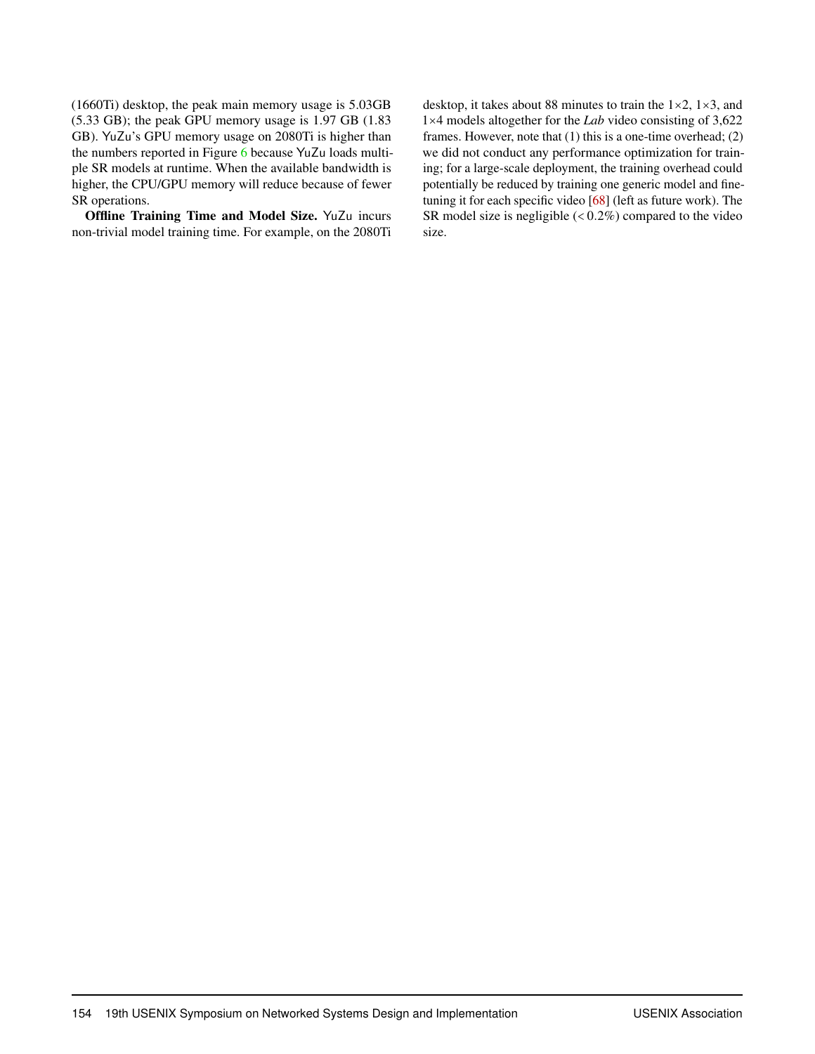(1660Ti) desktop, the peak main memory usage is 5.03GB (5.33 GB); the peak GPU memory usage is 1.97 GB (1.83 GB). YuZu's GPU memory usage on 2080Ti is higher than the numbers reported in Figure 6 because YuZu loads multiple SR models at runtime. When the available bandwidth is higher, the CPU/GPU memory will reduce because of fewer SR operations.

**Offline Training Time and Model Size.** YuZu incurs non-trivial model training time. For example, on the 2080Ti desktop, it takes about 88 minutes to train the 1×2, 1×3, and 1×4 models altogether for the *Lab* video consisting of 3,622 frames. However, note that (1) this is a one-time overhead; (2) we did not conduct any performance optimization for training; for a large-scale deployment, the training overhead could potentially be reduced by training one generic model and fine-tuning it for each specific video [68] (left as future work). The SR model size is negligible ($< 0.2\%$) compared to the video size.